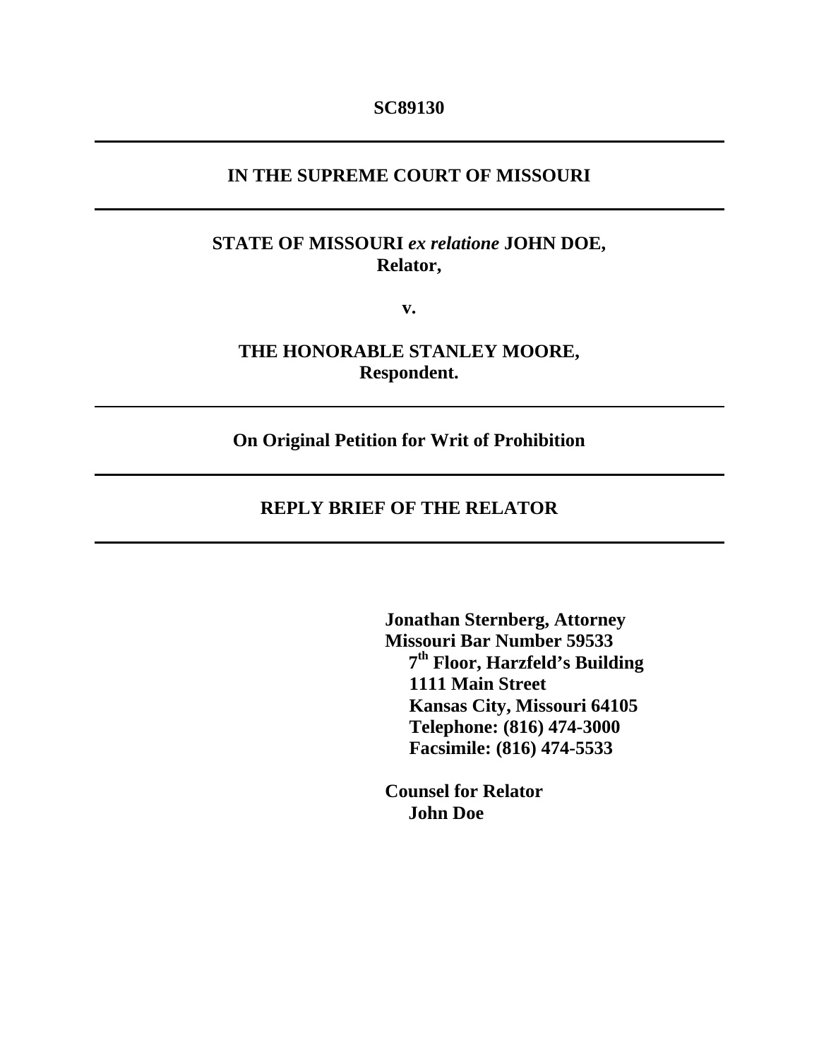**SC89130**

---

**IN THE SUPREME COURT OF MISSOURI**

---

**STATE OF MISSOURI *ex relatione* JOHN DOE,**
**Relator,**

**v.**

**THE HONORABLE STANLEY MOORE,**
**Respondent.**

---

**On Original Petition for Writ of Prohibition**

---

**REPLY BRIEF OF THE RELATOR**

---

**Jonathan Sternberg, Attorney**
**Missouri Bar Number 59533**
**7th Floor, Harzfeld's Building**
**1111 Main Street**
**Kansas City, Missouri 64105**
**Telephone: (816) 474-3000**
**Facsimile: (816) 474-5533**

**Counsel for Relator**
**John Doe**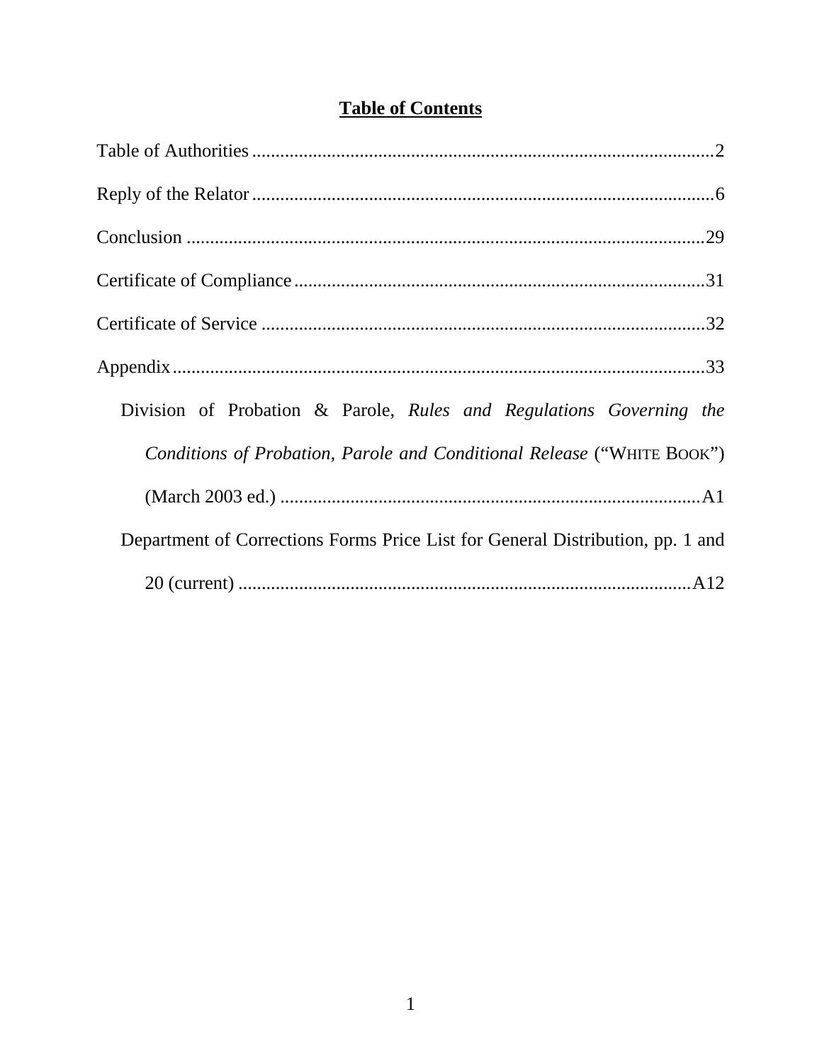# Table of Contents

Table of Authorities ..................................................................................................2

Reply of the Relator ..................................................................................................6

Conclusion ..............................................................................................................29

Certificate of Compliance ........................................................................................31

Certificate of Service ...............................................................................................32

Appendix..................................................................................................................33

Division of Probation & Parole, *Rules and Regulations Governing the Conditions of Probation, Parole and Conditional Release* ("WHITE BOOK") (March 2003 ed.) .........................................................................................A1

Department of Corrections Forms Price List for General Distribution, pp. 1 and 20 (current) ..................................................................................................A12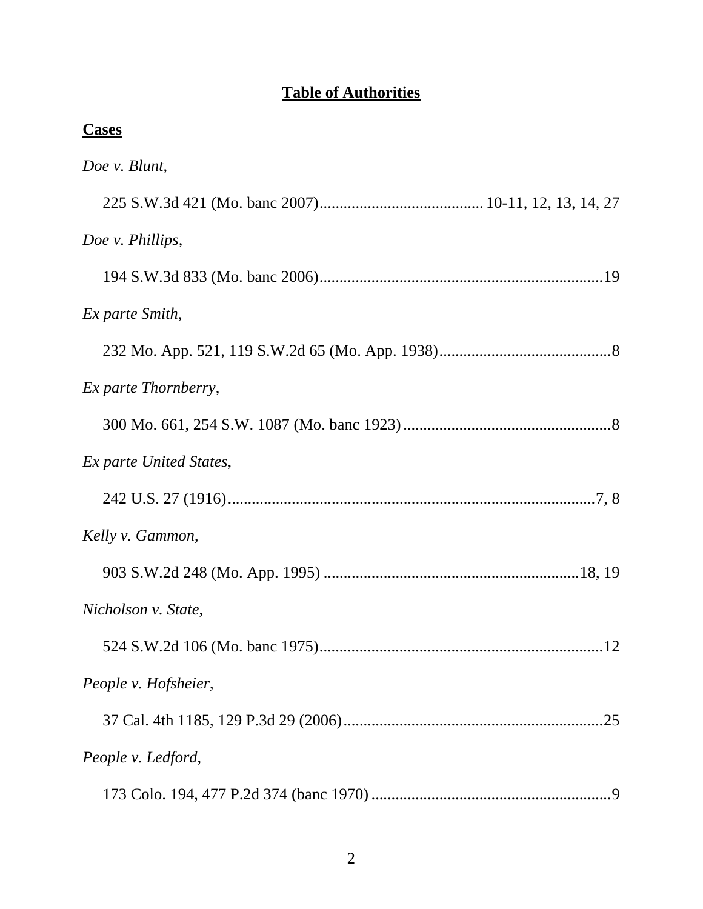# Table of Authorities

## Cases

*Doe v. Blunt*,

225 S.W.3d 421 (Mo. banc 2007)........................................ 10-11, 12, 13, 14, 27

*Doe v. Phillips*,

194 S.W.3d 833 (Mo. banc 2006)......................................................................19

*Ex parte Smith*,

232 Mo. App. 521, 119 S.W.2d 65 (Mo. App. 1938)...........................................8

*Ex parte Thornberry*,

300 Mo. 661, 254 S.W. 1087 (Mo. banc 1923)....................................................8

*Ex parte United States*,

242 U.S. 27 (1916)............................................................................................7, 8

*Kelly v. Gammon*,

903 S.W.2d 248 (Mo. App. 1995) ................................................................18, 19

*Nicholson v. State*,

524 S.W.2d 106 (Mo. banc 1975)......................................................................12

*People v. Hofsheier*,

37 Cal. 4th 1185, 129 P.3d 29 (2006)................................................................25

*People v. Ledford*,

173 Colo. 194, 477 P.2d 374 (banc 1970)............................................................9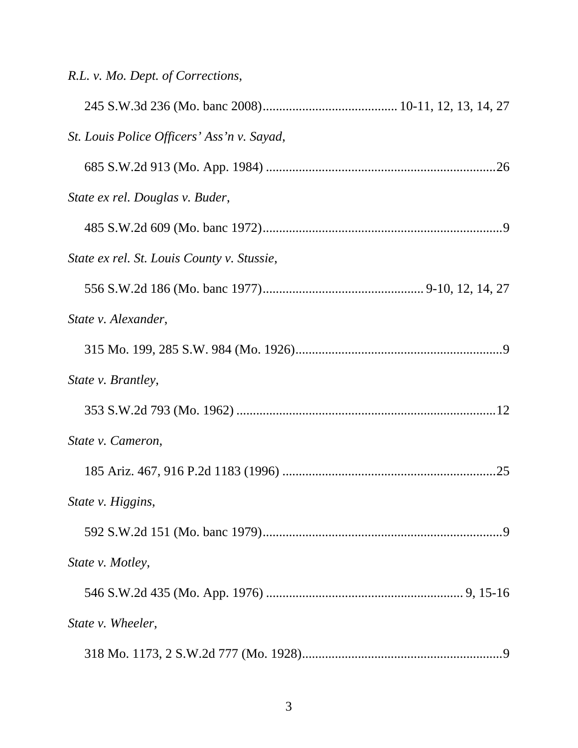*R.L. v. Mo. Dept. of Corrections*,

245 S.W.3d 236 (Mo. banc 2008)........................................ 10-11, 12, 13, 14, 27

*St. Louis Police Officers' Ass'n v. Sayad*,

685 S.W.2d 913 (Mo. App. 1984) ....................................................................26

*State ex rel. Douglas v. Buder*,

485 S.W.2d 609 (Mo. banc 1972)........................................................................9

*State ex rel. St. Louis County v. Stussie*,

556 S.W.2d 186 (Mo. banc 1977)................................................ 9-10, 12, 14, 27

*State v. Alexander*,

315 Mo. 199, 285 S.W. 984 (Mo. 1926)..............................................................9

*State v. Brantley*,

353 S.W.2d 793 (Mo. 1962) ..............................................................................12

*State v. Cameron*,

185 Ariz. 467, 916 P.2d 1183 (1996) .................................................................25

*State v. Higgins*,

592 S.W.2d 151 (Mo. banc 1979)........................................................................9

*State v. Motley*,

546 S.W.2d 435 (Mo. App. 1976) .......................................................... 9, 15-16

*State v. Wheeler*,

318 Mo. 1173, 2 S.W.2d 777 (Mo. 1928).............................................................9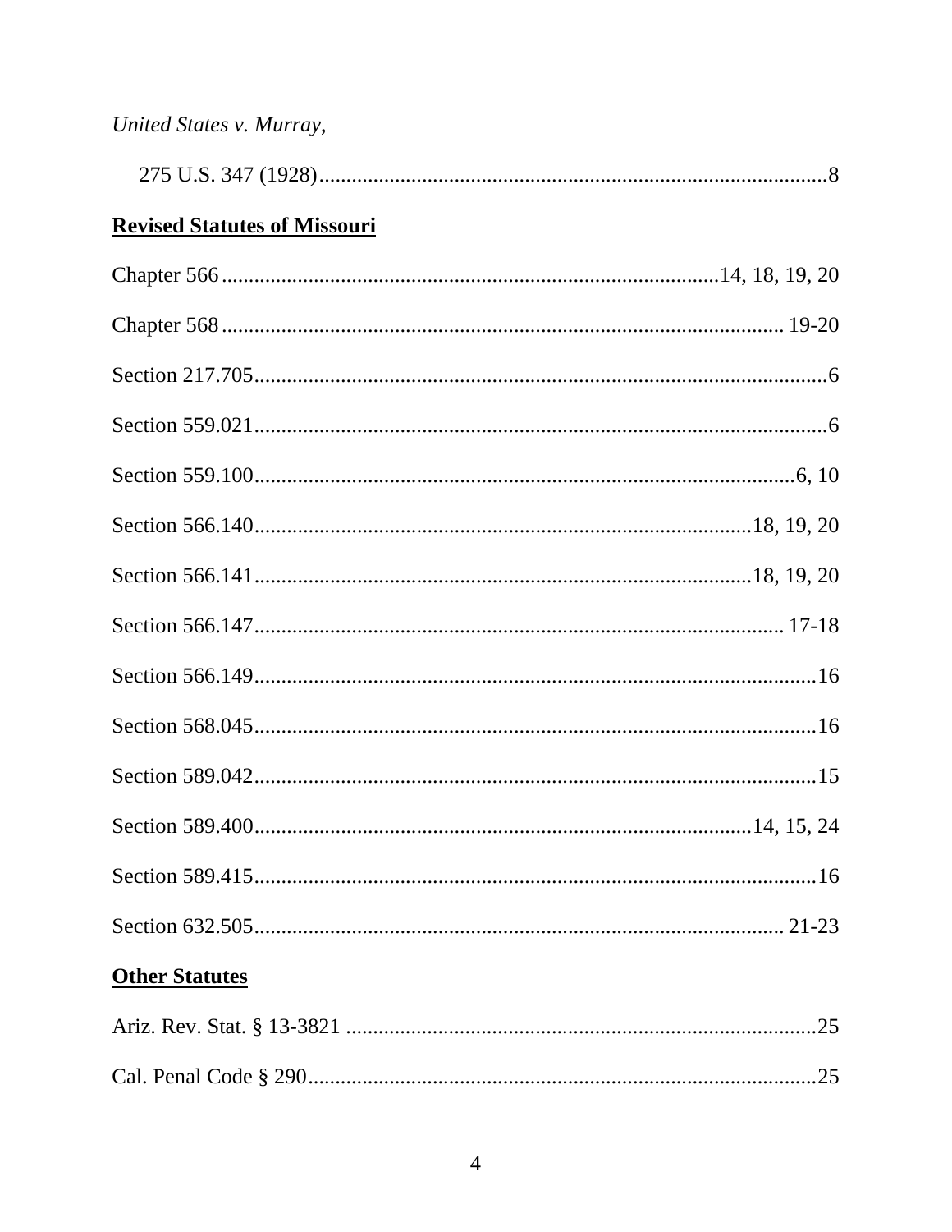*United States v. Murray*,

275 U.S. 347 (1928)..............................................................................................8

**<u>Revised Statutes of Missouri</u>**

Chapter 566...........................................................................................14, 18, 19, 20

Chapter 568........................................................................................................ 19-20

Section 217.705..........................................................................................................6

Section 559.021..........................................................................................................6

Section 559.100.....................................................................................................6, 10

Section 566.140..........................................................................................18, 19, 20

Section 566.141..........................................................................................18, 19, 20

Section 566.147................................................................................................. 17-18

Section 566.149........................................................................................................16

Section 568.045........................................................................................................16

Section 589.042........................................................................................................15

Section 589.400.........................................................................................14, 15, 24

Section 589.415........................................................................................................16

Section 632.505................................................................................................. 21-23

**<u>Other Statutes</u>**

Ariz. Rev. Stat. § 13-3821 .......................................................................................25

Cal. Penal Code § 290..............................................................................................25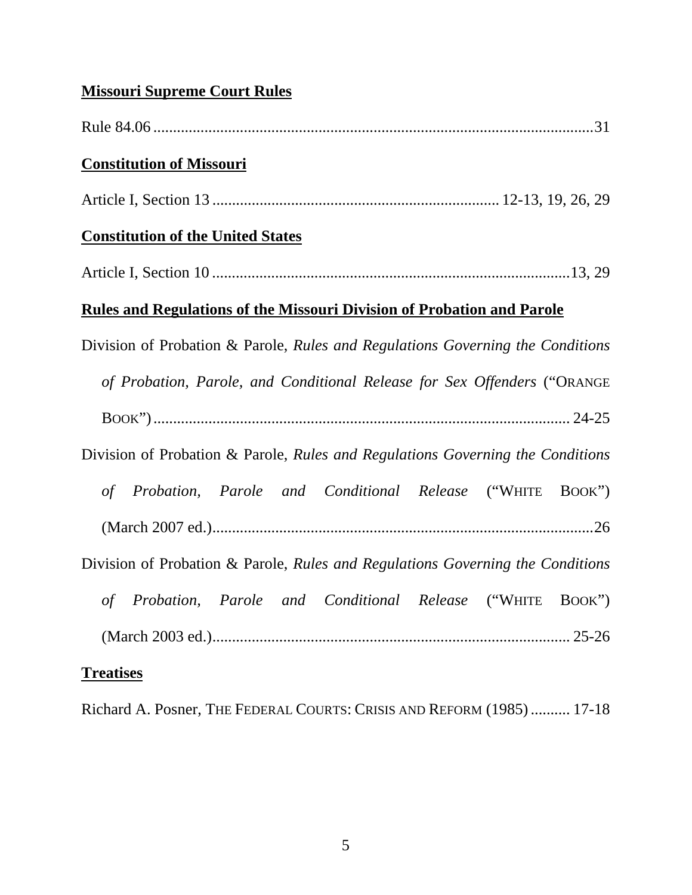**Missouri Supreme Court Rules**

Rule 84.06 ................................................................................................................31

**Constitution of Missouri**

Article I, Section 13 ........................................................................ 12-13, 19, 26, 29

**Constitution of the United States**

Article I, Section 10 ...........................................................................................13, 29

**Rules and Regulations of the Missouri Division of Probation and Parole**

Division of Probation & Parole, *Rules and Regulations Governing the Conditions of Probation, Parole, and Conditional Release for Sex Offenders* ("ORANGE BOOK") ........................................................................................... 24-25

Division of Probation & Parole, *Rules and Regulations Governing the Conditions of Probation, Parole and Conditional Release* ("WHITE BOOK") (March 2007 ed.)................................................................................................26

Division of Probation & Parole, *Rules and Regulations Governing the Conditions of Probation, Parole and Conditional Release* ("WHITE BOOK") (March 2003 ed.)............................................................................................ 25-26

**Treatises**

Richard A. Posner, THE FEDERAL COURTS: CRISIS AND REFORM (1985) .......... 17-18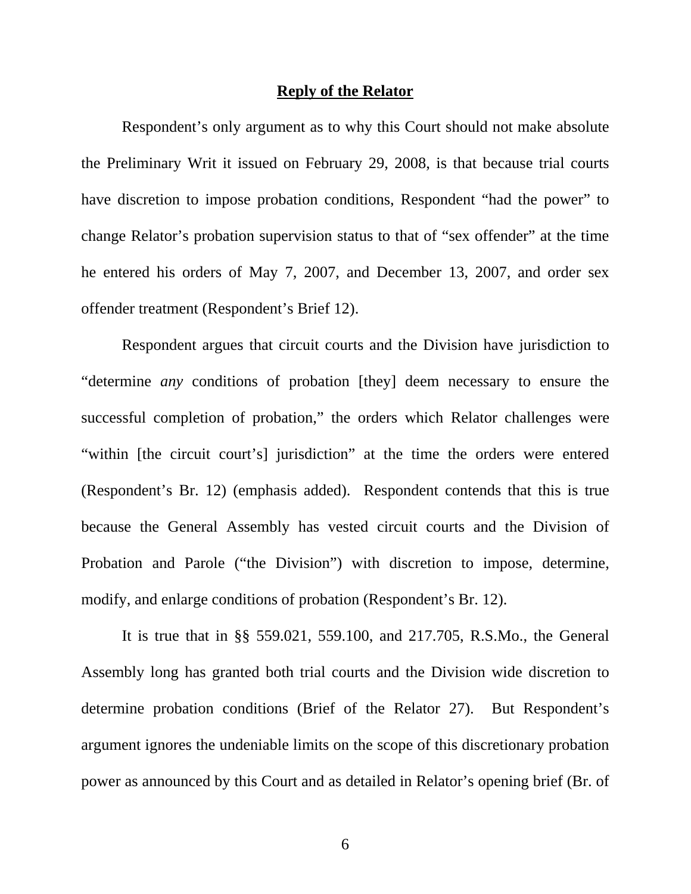## Reply of the Relator

Respondent's only argument as to why this Court should not make absolute the Preliminary Writ it issued on February 29, 2008, is that because trial courts have discretion to impose probation conditions, Respondent "had the power" to change Relator's probation supervision status to that of "sex offender" at the time he entered his orders of May 7, 2007, and December 13, 2007, and order sex offender treatment (Respondent's Brief 12).

Respondent argues that circuit courts and the Division have jurisdiction to "determine *any* conditions of probation [they] deem necessary to ensure the successful completion of probation," the orders which Relator challenges were "within [the circuit court's] jurisdiction" at the time the orders were entered (Respondent's Br. 12) (emphasis added). Respondent contends that this is true because the General Assembly has vested circuit courts and the Division of Probation and Parole ("the Division") with discretion to impose, determine, modify, and enlarge conditions of probation (Respondent's Br. 12).

It is true that in §§ 559.021, 559.100, and 217.705, R.S.Mo., the General Assembly long has granted both trial courts and the Division wide discretion to determine probation conditions (Brief of the Relator 27). But Respondent's argument ignores the undeniable limits on the scope of this discretionary probation power as announced by this Court and as detailed in Relator's opening brief (Br. of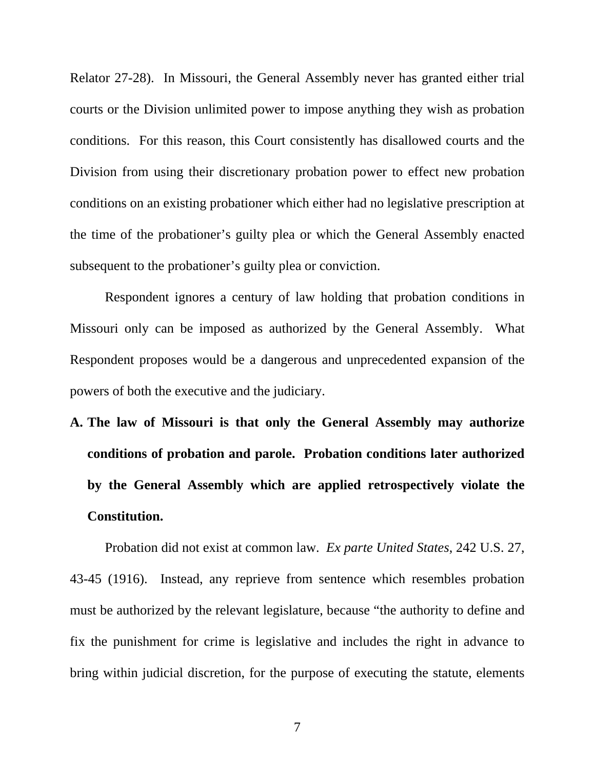Relator 27-28). In Missouri, the General Assembly never has granted either trial courts or the Division unlimited power to impose anything they wish as probation conditions. For this reason, this Court consistently has disallowed courts and the Division from using their discretionary probation power to effect new probation conditions on an existing probationer which either had no legislative prescription at the time of the probationer's guilty plea or which the General Assembly enacted subsequent to the probationer's guilty plea or conviction.

Respondent ignores a century of law holding that probation conditions in Missouri only can be imposed as authorized by the General Assembly. What Respondent proposes would be a dangerous and unprecedented expansion of the powers of both the executive and the judiciary.

**A. The law of Missouri is that only the General Assembly may authorize conditions of probation and parole. Probation conditions later authorized by the General Assembly which are applied retrospectively violate the Constitution.**

Probation did not exist at common law. *Ex parte United States*, 242 U.S. 27, 43-45 (1916). Instead, any reprieve from sentence which resembles probation must be authorized by the relevant legislature, because "the authority to define and fix the punishment for crime is legislative and includes the right in advance to bring within judicial discretion, for the purpose of executing the statute, elements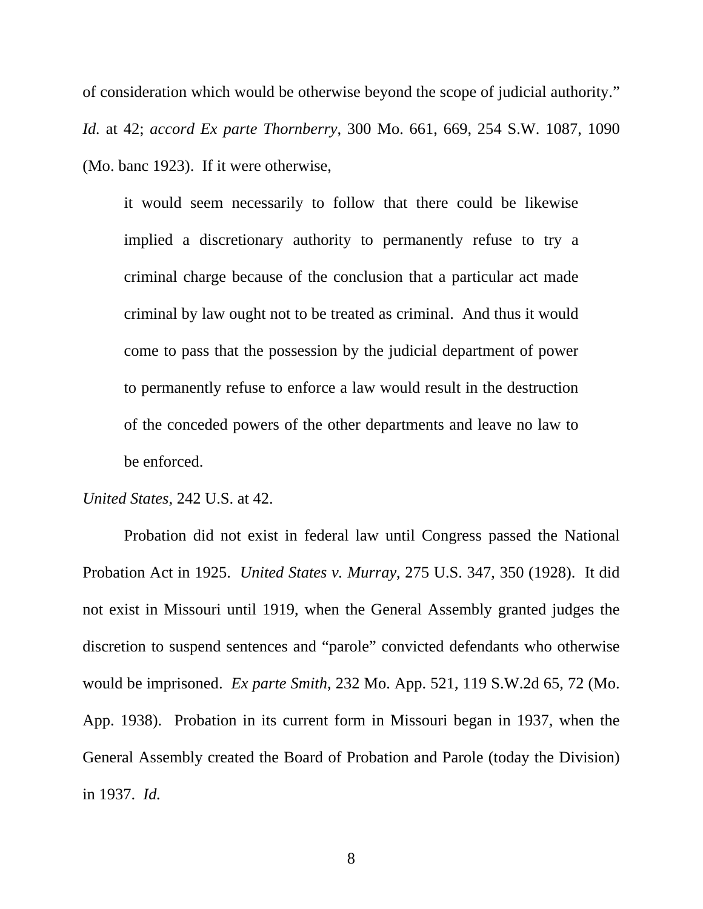of consideration which would be otherwise beyond the scope of judicial authority." *Id.* at 42; *accord Ex parte Thornberry*, 300 Mo. 661, 669, 254 S.W. 1087, 1090 (Mo. banc 1923). If it were otherwise,

> it would seem necessarily to follow that there could be likewise implied a discretionary authority to permanently refuse to try a criminal charge because of the conclusion that a particular act made criminal by law ought not to be treated as criminal. And thus it would come to pass that the possession by the judicial department of power to permanently refuse to enforce a law would result in the destruction of the conceded powers of the other departments and leave no law to be enforced.

*United States*, 242 U.S. at 42.

Probation did not exist in federal law until Congress passed the National Probation Act in 1925. *United States v. Murray*, 275 U.S. 347, 350 (1928). It did not exist in Missouri until 1919, when the General Assembly granted judges the discretion to suspend sentences and "parole" convicted defendants who otherwise would be imprisoned. *Ex parte Smith*, 232 Mo. App. 521, 119 S.W.2d 65, 72 (Mo. App. 1938). Probation in its current form in Missouri began in 1937, when the General Assembly created the Board of Probation and Parole (today the Division) in 1937. *Id.*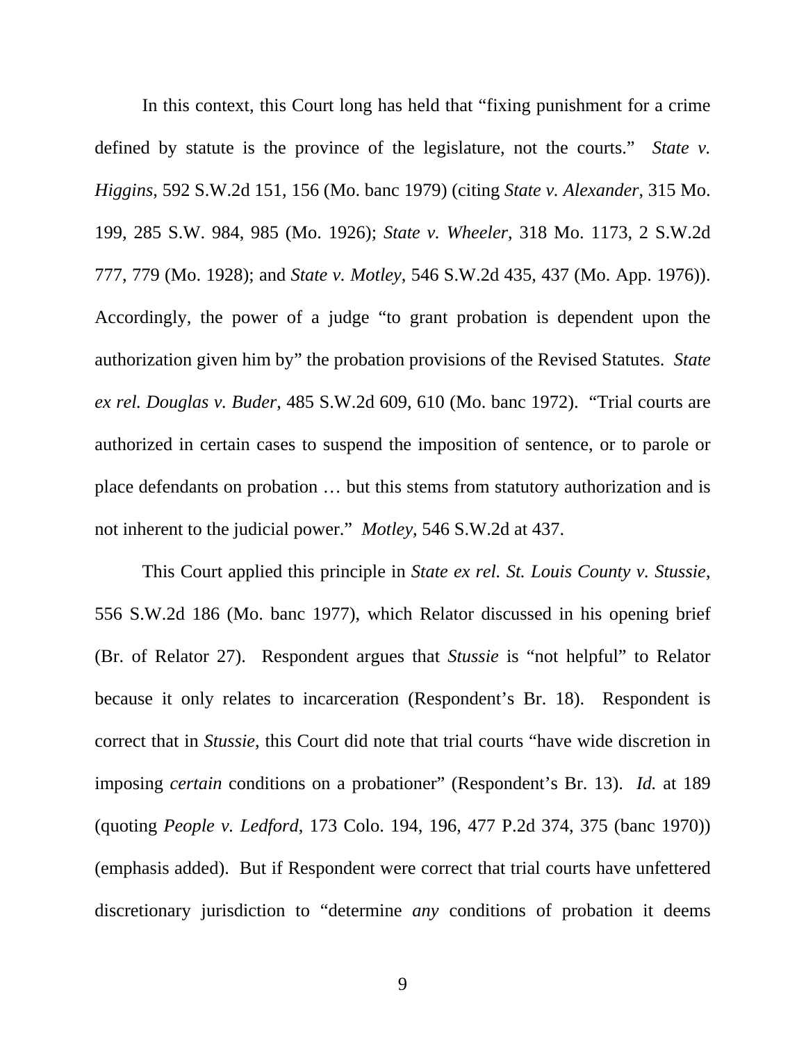In this context, this Court long has held that "fixing punishment for a crime defined by statute is the province of the legislature, not the courts." *State v. Higgins*, 592 S.W.2d 151, 156 (Mo. banc 1979) (citing *State v. Alexander*, 315 Mo. 199, 285 S.W. 984, 985 (Mo. 1926); *State v. Wheeler*, 318 Mo. 1173, 2 S.W.2d 777, 779 (Mo. 1928); and *State v. Motley*, 546 S.W.2d 435, 437 (Mo. App. 1976)). Accordingly, the power of a judge "to grant probation is dependent upon the authorization given him by" the probation provisions of the Revised Statutes. *State ex rel. Douglas v. Buder*, 485 S.W.2d 609, 610 (Mo. banc 1972). "Trial courts are authorized in certain cases to suspend the imposition of sentence, or to parole or place defendants on probation … but this stems from statutory authorization and is not inherent to the judicial power." *Motley*, 546 S.W.2d at 437.

This Court applied this principle in *State ex rel. St. Louis County v. Stussie*, 556 S.W.2d 186 (Mo. banc 1977), which Relator discussed in his opening brief (Br. of Relator 27). Respondent argues that *Stussie* is "not helpful" to Relator because it only relates to incarceration (Respondent's Br. 18). Respondent is correct that in *Stussie*, this Court did note that trial courts "have wide discretion in imposing *certain* conditions on a probationer" (Respondent's Br. 13). *Id.* at 189 (quoting *People v. Ledford*, 173 Colo. 194, 196, 477 P.2d 374, 375 (banc 1970)) (emphasis added). But if Respondent were correct that trial courts have unfettered discretionary jurisdiction to "determine *any* conditions of probation it deems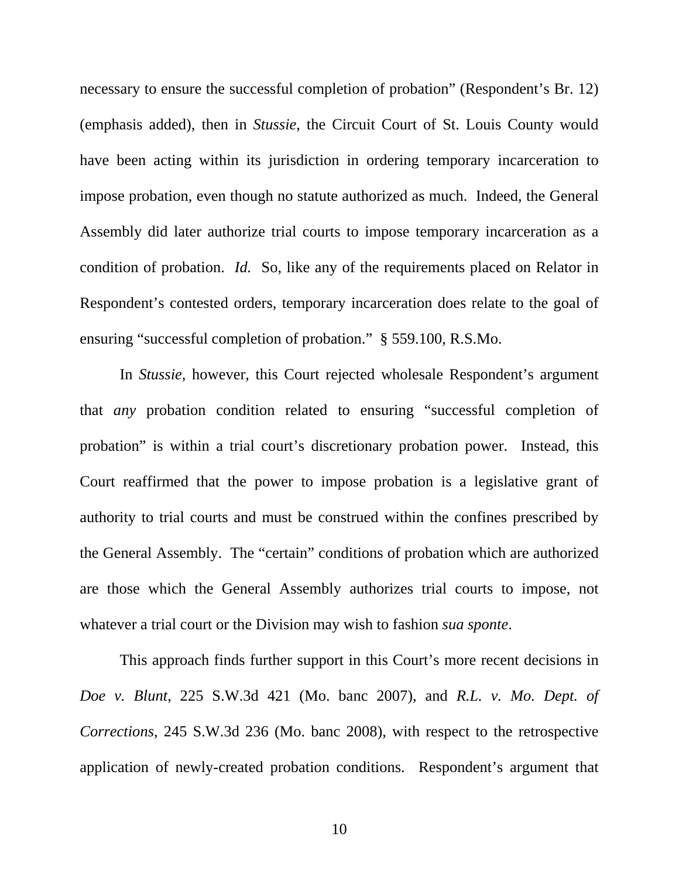necessary to ensure the successful completion of probation" (Respondent's Br. 12) (emphasis added), then in *Stussie*, the Circuit Court of St. Louis County would have been acting within its jurisdiction in ordering temporary incarceration to impose probation, even though no statute authorized as much. Indeed, the General Assembly did later authorize trial courts to impose temporary incarceration as a condition of probation. *Id.* So, like any of the requirements placed on Relator in Respondent's contested orders, temporary incarceration does relate to the goal of ensuring "successful completion of probation." § 559.100, R.S.Mo.

In *Stussie*, however, this Court rejected wholesale Respondent's argument that *any* probation condition related to ensuring "successful completion of probation" is within a trial court's discretionary probation power. Instead, this Court reaffirmed that the power to impose probation is a legislative grant of authority to trial courts and must be construed within the confines prescribed by the General Assembly. The "certain" conditions of probation which are authorized are those which the General Assembly authorizes trial courts to impose, not whatever a trial court or the Division may wish to fashion *sua sponte*.

This approach finds further support in this Court's more recent decisions in *Doe v. Blunt*, 225 S.W.3d 421 (Mo. banc 2007), and *R.L. v. Mo. Dept. of Corrections*, 245 S.W.3d 236 (Mo. banc 2008), with respect to the retrospective application of newly-created probation conditions. Respondent's argument that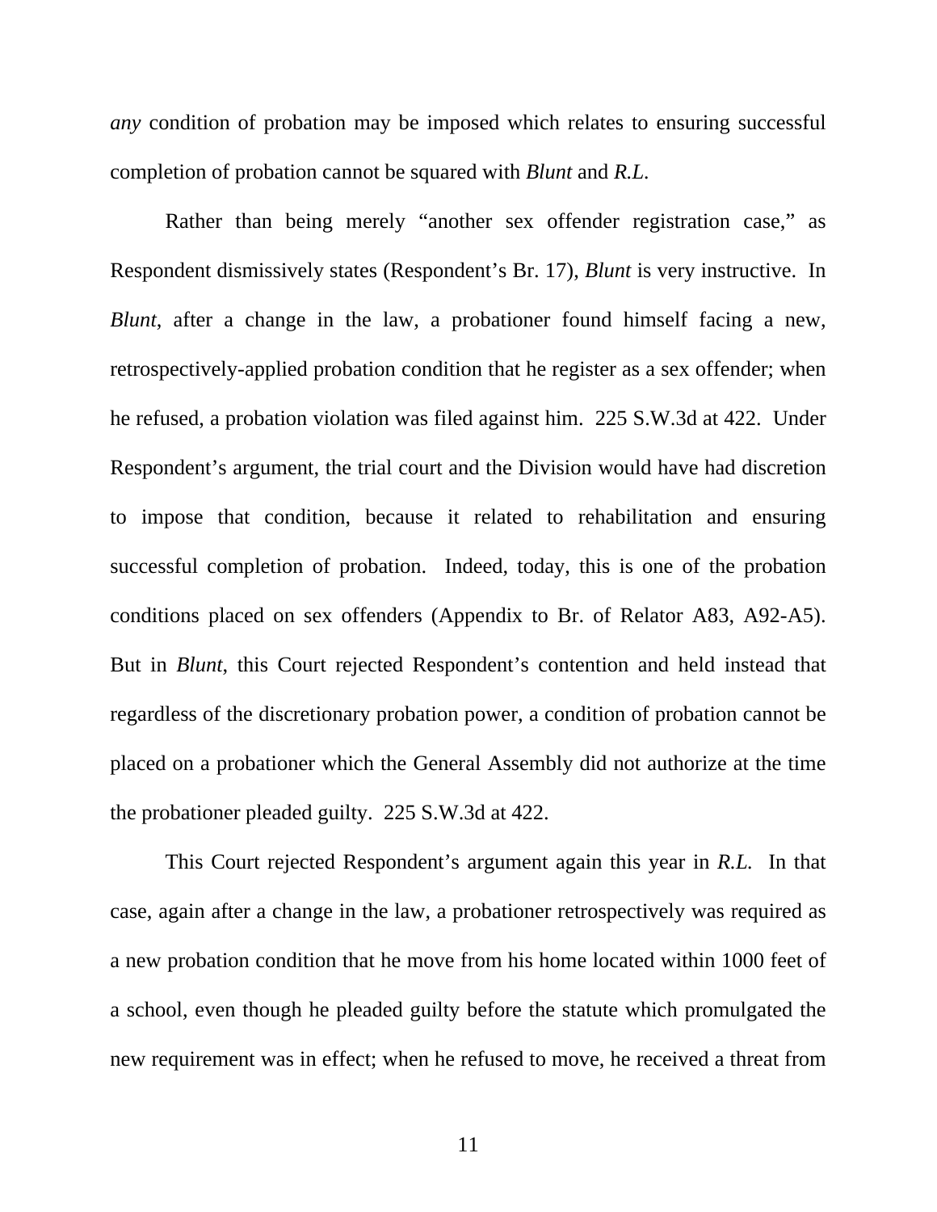*any* condition of probation may be imposed which relates to ensuring successful completion of probation cannot be squared with *Blunt* and *R.L.*

Rather than being merely "another sex offender registration case," as Respondent dismissively states (Respondent's Br. 17), *Blunt* is very instructive. In *Blunt*, after a change in the law, a probationer found himself facing a new, retrospectively-applied probation condition that he register as a sex offender; when he refused, a probation violation was filed against him. 225 S.W.3d at 422. Under Respondent's argument, the trial court and the Division would have had discretion to impose that condition, because it related to rehabilitation and ensuring successful completion of probation. Indeed, today, this is one of the probation conditions placed on sex offenders (Appendix to Br. of Relator A83, A92-A5). But in *Blunt*, this Court rejected Respondent's contention and held instead that regardless of the discretionary probation power, a condition of probation cannot be placed on a probationer which the General Assembly did not authorize at the time the probationer pleaded guilty. 225 S.W.3d at 422.

This Court rejected Respondent's argument again this year in *R.L.* In that case, again after a change in the law, a probationer retrospectively was required as a new probation condition that he move from his home located within 1000 feet of a school, even though he pleaded guilty before the statute which promulgated the new requirement was in effect; when he refused to move, he received a threat from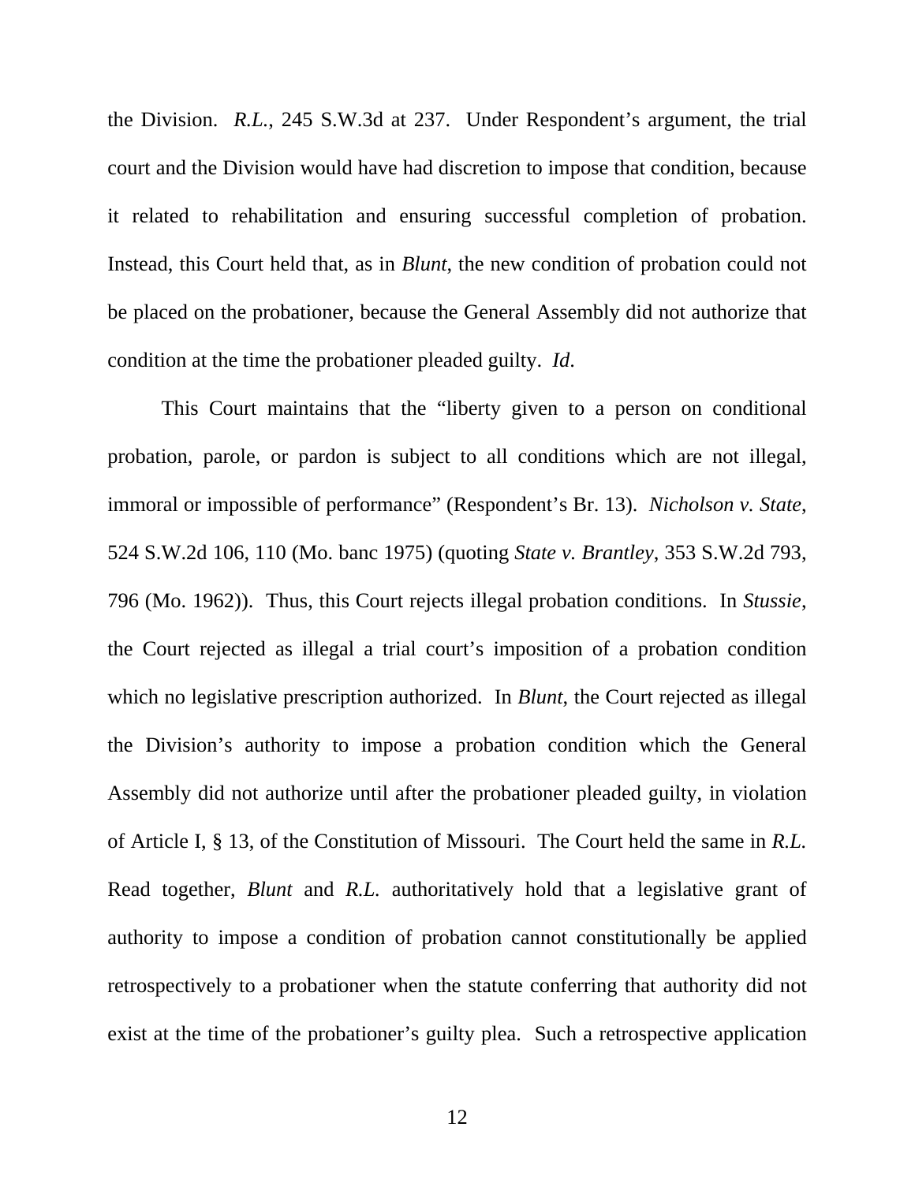the Division. *R.L.*, 245 S.W.3d at 237. Under Respondent's argument, the trial court and the Division would have had discretion to impose that condition, because it related to rehabilitation and ensuring successful completion of probation. Instead, this Court held that, as in *Blunt*, the new condition of probation could not be placed on the probationer, because the General Assembly did not authorize that condition at the time the probationer pleaded guilty. *Id*.

This Court maintains that the "liberty given to a person on conditional probation, parole, or pardon is subject to all conditions which are not illegal, immoral or impossible of performance" (Respondent's Br. 13). *Nicholson v. State*, 524 S.W.2d 106, 110 (Mo. banc 1975) (quoting *State v. Brantley*, 353 S.W.2d 793, 796 (Mo. 1962)). Thus, this Court rejects illegal probation conditions. In *Stussie*, the Court rejected as illegal a trial court's imposition of a probation condition which no legislative prescription authorized. In *Blunt*, the Court rejected as illegal the Division's authority to impose a probation condition which the General Assembly did not authorize until after the probationer pleaded guilty, in violation of Article I, § 13, of the Constitution of Missouri. The Court held the same in *R.L.* Read together, *Blunt* and *R.L.* authoritatively hold that a legislative grant of authority to impose a condition of probation cannot constitutionally be applied retrospectively to a probationer when the statute conferring that authority did not exist at the time of the probationer's guilty plea. Such a retrospective application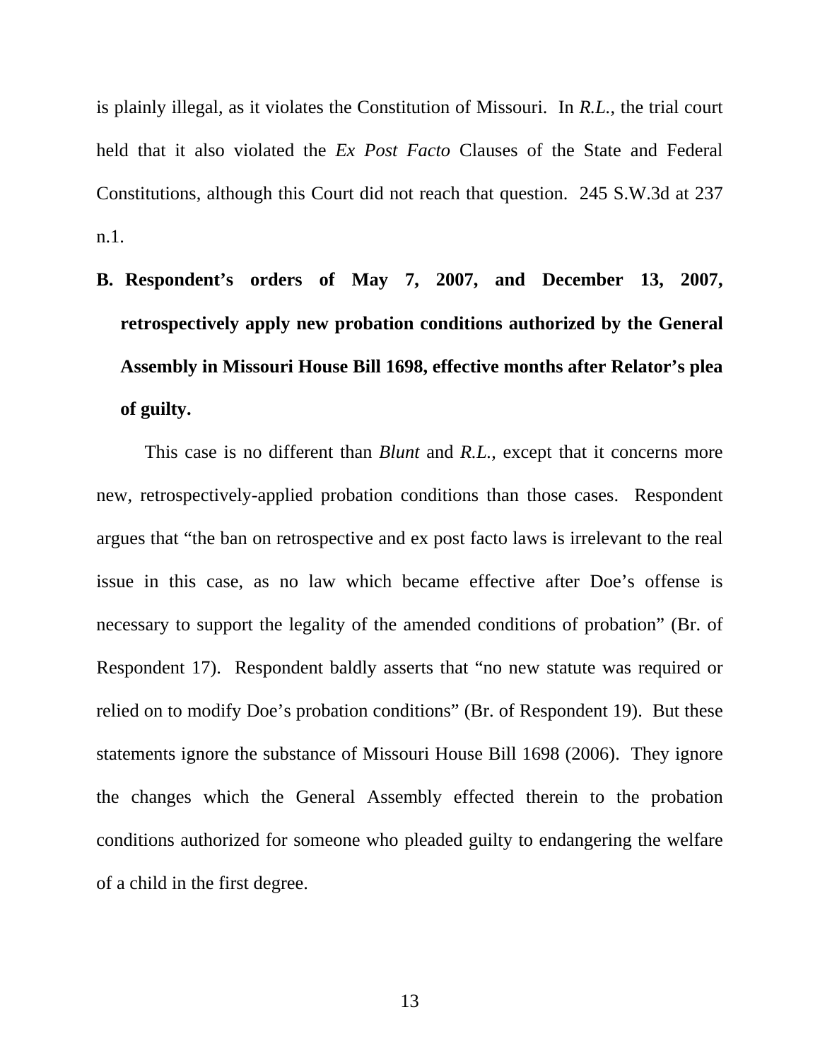is plainly illegal, as it violates the Constitution of Missouri. In *R.L.*, the trial court held that it also violated the *Ex Post Facto* Clauses of the State and Federal Constitutions, although this Court did not reach that question. 245 S.W.3d at 237 n.1.

**B. Respondent's orders of May 7, 2007, and December 13, 2007, retrospectively apply new probation conditions authorized by the General Assembly in Missouri House Bill 1698, effective months after Relator's plea of guilty.**

This case is no different than *Blunt* and *R.L.*, except that it concerns more new, retrospectively-applied probation conditions than those cases. Respondent argues that "the ban on retrospective and ex post facto laws is irrelevant to the real issue in this case, as no law which became effective after Doe's offense is necessary to support the legality of the amended conditions of probation" (Br. of Respondent 17). Respondent baldly asserts that "no new statute was required or relied on to modify Doe's probation conditions" (Br. of Respondent 19). But these statements ignore the substance of Missouri House Bill 1698 (2006). They ignore the changes which the General Assembly effected therein to the probation conditions authorized for someone who pleaded guilty to endangering the welfare of a child in the first degree.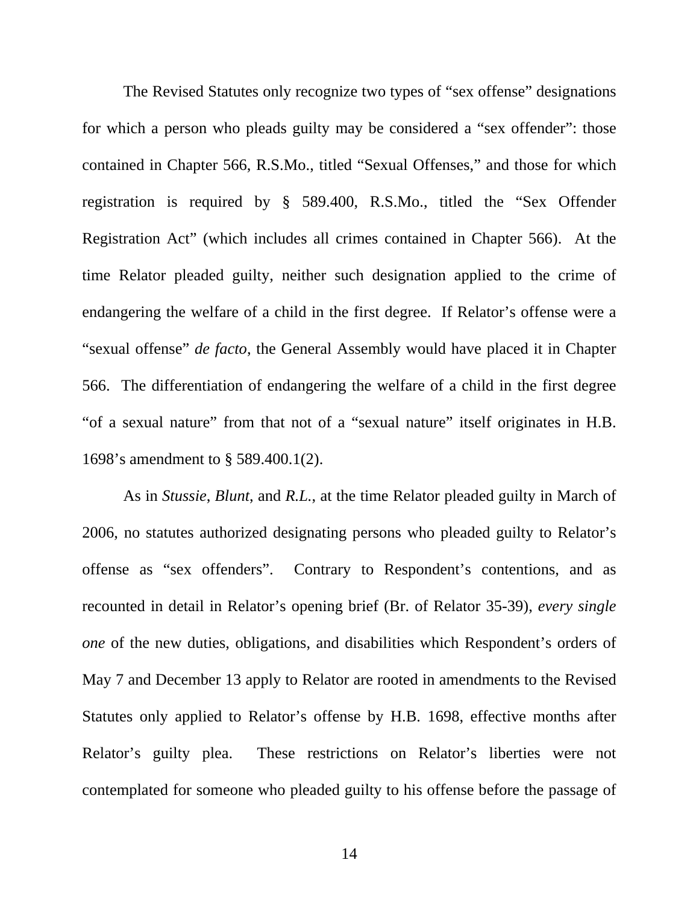The Revised Statutes only recognize two types of "sex offense" designations for which a person who pleads guilty may be considered a "sex offender": those contained in Chapter 566, R.S.Mo., titled "Sexual Offenses," and those for which registration is required by § 589.400, R.S.Mo., titled the "Sex Offender Registration Act" (which includes all crimes contained in Chapter 566). At the time Relator pleaded guilty, neither such designation applied to the crime of endangering the welfare of a child in the first degree. If Relator's offense were a "sexual offense" *de facto*, the General Assembly would have placed it in Chapter 566. The differentiation of endangering the welfare of a child in the first degree "of a sexual nature" from that not of a "sexual nature" itself originates in H.B. 1698's amendment to § 589.400.1(2).

As in *Stussie*, *Blunt*, and *R.L.*, at the time Relator pleaded guilty in March of 2006, no statutes authorized designating persons who pleaded guilty to Relator's offense as "sex offenders". Contrary to Respondent's contentions, and as recounted in detail in Relator's opening brief (Br. of Relator 35-39), *every single one* of the new duties, obligations, and disabilities which Respondent's orders of May 7 and December 13 apply to Relator are rooted in amendments to the Revised Statutes only applied to Relator's offense by H.B. 1698, effective months after Relator's guilty plea. These restrictions on Relator's liberties were not contemplated for someone who pleaded guilty to his offense before the passage of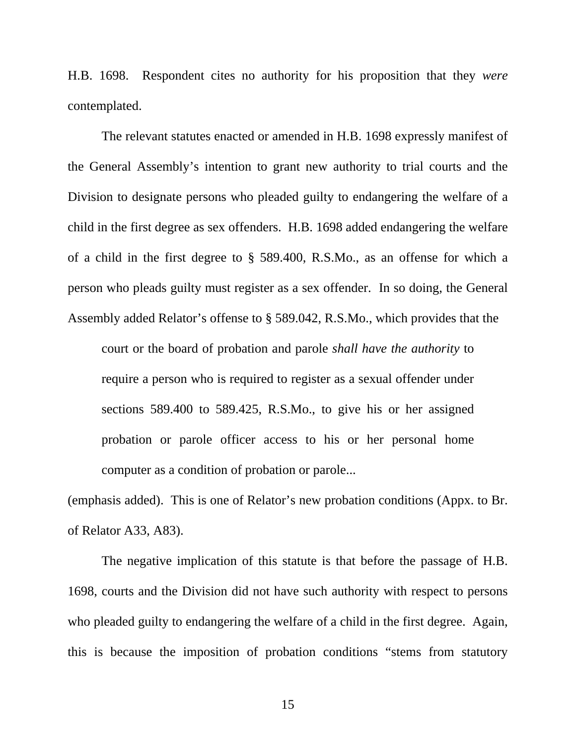H.B. 1698. Respondent cites no authority for his proposition that they *were* contemplated.

The relevant statutes enacted or amended in H.B. 1698 expressly manifest of the General Assembly's intention to grant new authority to trial courts and the Division to designate persons who pleaded guilty to endangering the welfare of a child in the first degree as sex offenders. H.B. 1698 added endangering the welfare of a child in the first degree to § 589.400, R.S.Mo., as an offense for which a person who pleads guilty must register as a sex offender. In so doing, the General Assembly added Relator's offense to § 589.042, R.S.Mo., which provides that the

> court or the board of probation and parole *shall have the authority* to require a person who is required to register as a sexual offender under sections 589.400 to 589.425, R.S.Mo., to give his or her assigned probation or parole officer access to his or her personal home computer as a condition of probation or parole...

(emphasis added). This is one of Relator's new probation conditions (Appx. to Br. of Relator A33, A83).

The negative implication of this statute is that before the passage of H.B. 1698, courts and the Division did not have such authority with respect to persons who pleaded guilty to endangering the welfare of a child in the first degree. Again, this is because the imposition of probation conditions "stems from statutory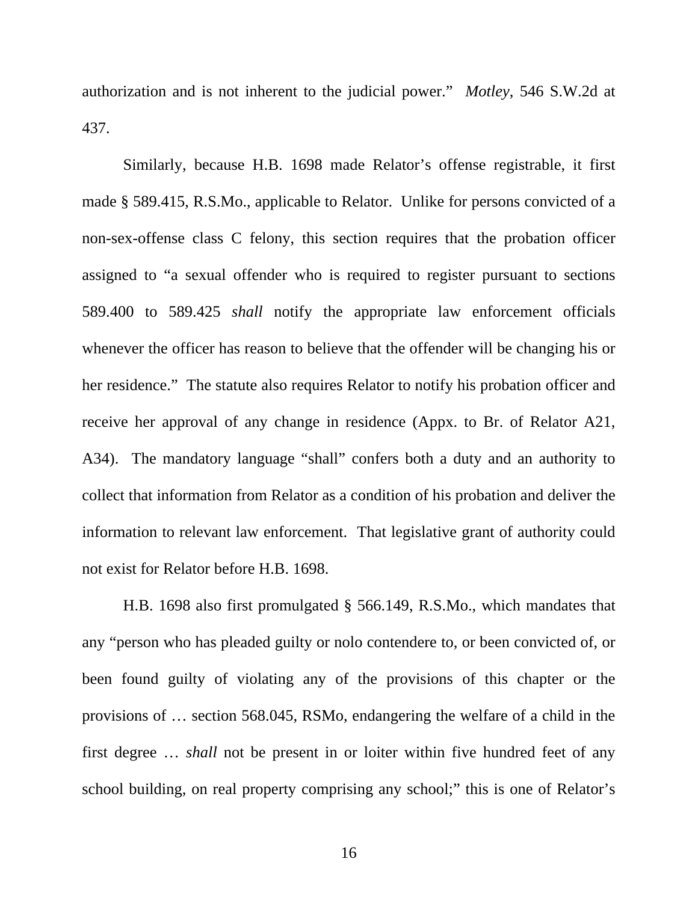authorization and is not inherent to the judicial power." *Motley*, 546 S.W.2d at 437.

Similarly, because H.B. 1698 made Relator's offense registrable, it first made § 589.415, R.S.Mo., applicable to Relator. Unlike for persons convicted of a non-sex-offense class C felony, this section requires that the probation officer assigned to "a sexual offender who is required to register pursuant to sections 589.400 to 589.425 *shall* notify the appropriate law enforcement officials whenever the officer has reason to believe that the offender will be changing his or her residence." The statute also requires Relator to notify his probation officer and receive her approval of any change in residence (Appx. to Br. of Relator A21, A34). The mandatory language "shall" confers both a duty and an authority to collect that information from Relator as a condition of his probation and deliver the information to relevant law enforcement. That legislative grant of authority could not exist for Relator before H.B. 1698.

H.B. 1698 also first promulgated § 566.149, R.S.Mo., which mandates that any "person who has pleaded guilty or nolo contendere to, or been convicted of, or been found guilty of violating any of the provisions of this chapter or the provisions of … section 568.045, RSMo, endangering the welfare of a child in the first degree … *shall* not be present in or loiter within five hundred feet of any school building, on real property comprising any school;" this is one of Relator's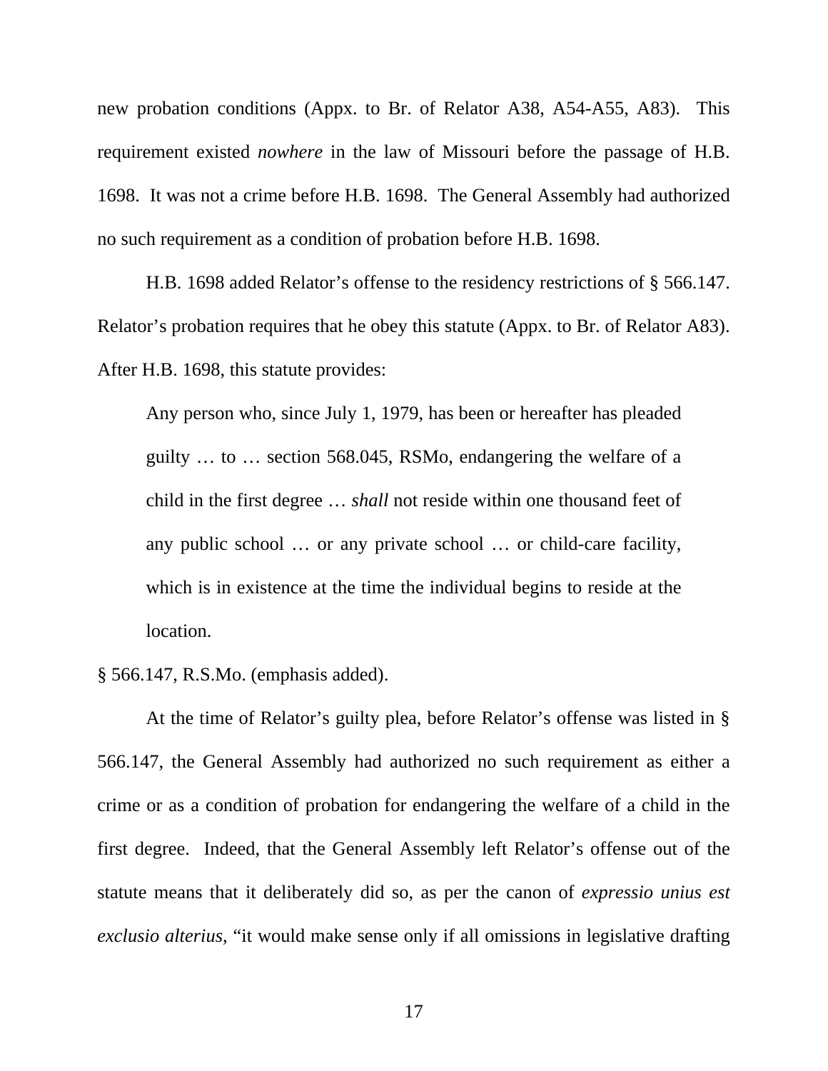new probation conditions (Appx. to Br. of Relator A38, A54-A55, A83). This requirement existed *nowhere* in the law of Missouri before the passage of H.B. 1698. It was not a crime before H.B. 1698. The General Assembly had authorized no such requirement as a condition of probation before H.B. 1698.

H.B. 1698 added Relator's offense to the residency restrictions of § 566.147. Relator's probation requires that he obey this statute (Appx. to Br. of Relator A83). After H.B. 1698, this statute provides:

> Any person who, since July 1, 1979, has been or hereafter has pleaded guilty … to … section 568.045, RSMo, endangering the welfare of a child in the first degree … *shall* not reside within one thousand feet of any public school … or any private school … or child-care facility, which is in existence at the time the individual begins to reside at the location.

§ 566.147, R.S.Mo. (emphasis added).

At the time of Relator's guilty plea, before Relator's offense was listed in § 566.147, the General Assembly had authorized no such requirement as either a crime or as a condition of probation for endangering the welfare of a child in the first degree. Indeed, that the General Assembly left Relator's offense out of the statute means that it deliberately did so, as per the canon of *expressio unius est exclusio alterius*, "it would make sense only if all omissions in legislative drafting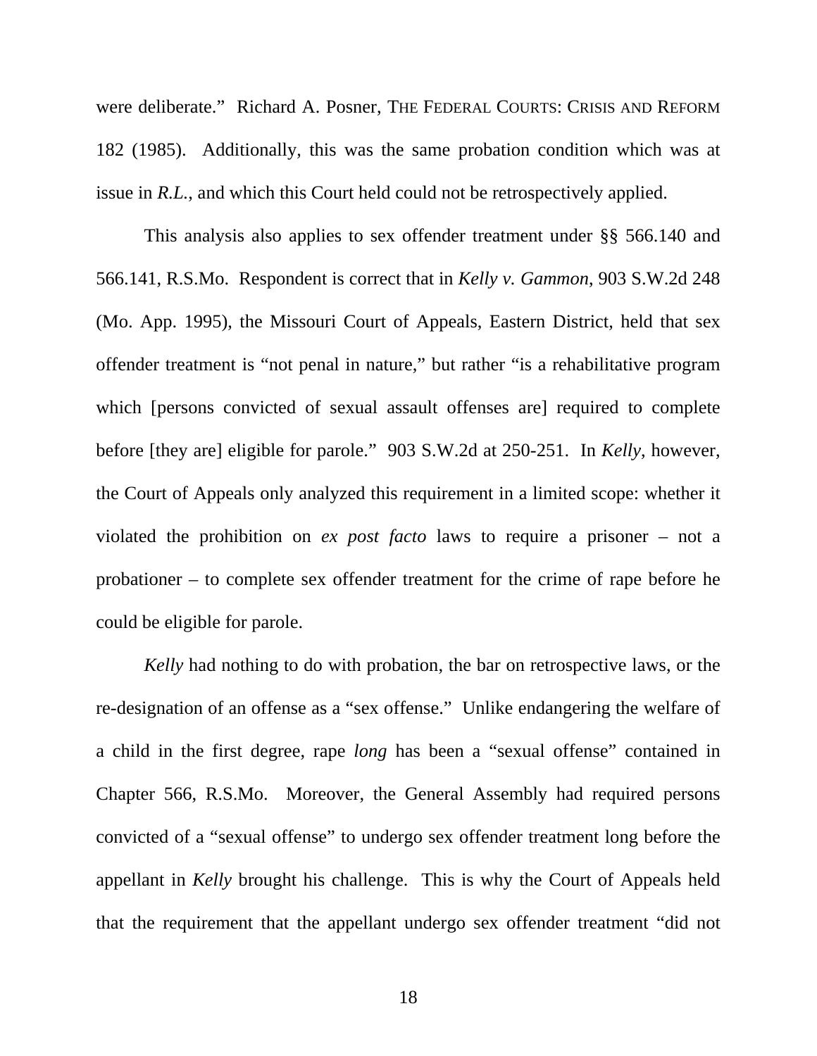were deliberate." Richard A. Posner, THE FEDERAL COURTS: CRISIS AND REFORM 182 (1985). Additionally, this was the same probation condition which was at issue in *R.L.*, and which this Court held could not be retrospectively applied.

This analysis also applies to sex offender treatment under §§ 566.140 and 566.141, R.S.Mo. Respondent is correct that in *Kelly v. Gammon*, 903 S.W.2d 248 (Mo. App. 1995), the Missouri Court of Appeals, Eastern District, held that sex offender treatment is "not penal in nature," but rather "is a rehabilitative program which [persons convicted of sexual assault offenses are] required to complete before [they are] eligible for parole." 903 S.W.2d at 250-251. In *Kelly*, however, the Court of Appeals only analyzed this requirement in a limited scope: whether it violated the prohibition on *ex post facto* laws to require a prisoner – not a probationer – to complete sex offender treatment for the crime of rape before he could be eligible for parole.

*Kelly* had nothing to do with probation, the bar on retrospective laws, or the re-designation of an offense as a "sex offense." Unlike endangering the welfare of a child in the first degree, rape *long* has been a "sexual offense" contained in Chapter 566, R.S.Mo. Moreover, the General Assembly had required persons convicted of a "sexual offense" to undergo sex offender treatment long before the appellant in *Kelly* brought his challenge. This is why the Court of Appeals held that the requirement that the appellant undergo sex offender treatment "did not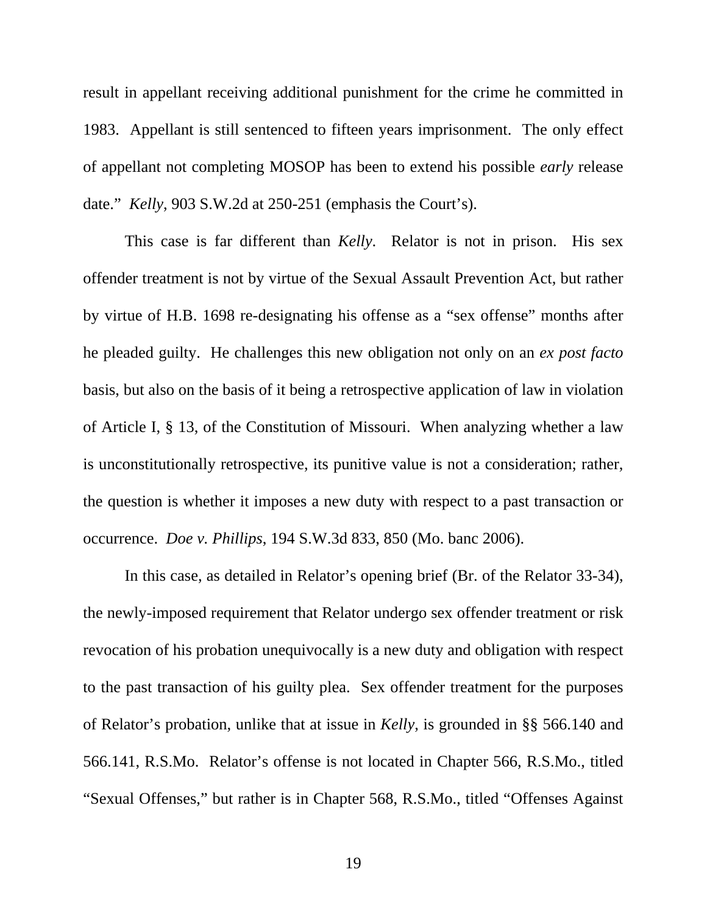result in appellant receiving additional punishment for the crime he committed in 1983. Appellant is still sentenced to fifteen years imprisonment. The only effect of appellant not completing MOSOP has been to extend his possible *early* release date." *Kelly*, 903 S.W.2d at 250-251 (emphasis the Court's).

This case is far different than *Kelly*. Relator is not in prison. His sex offender treatment is not by virtue of the Sexual Assault Prevention Act, but rather by virtue of H.B. 1698 re-designating his offense as a "sex offense" months after he pleaded guilty. He challenges this new obligation not only on an *ex post facto* basis, but also on the basis of it being a retrospective application of law in violation of Article I, § 13, of the Constitution of Missouri. When analyzing whether a law is unconstitutionally retrospective, its punitive value is not a consideration; rather, the question is whether it imposes a new duty with respect to a past transaction or occurrence. *Doe v. Phillips*, 194 S.W.3d 833, 850 (Mo. banc 2006).

In this case, as detailed in Relator's opening brief (Br. of the Relator 33-34), the newly-imposed requirement that Relator undergo sex offender treatment or risk revocation of his probation unequivocally is a new duty and obligation with respect to the past transaction of his guilty plea. Sex offender treatment for the purposes of Relator's probation, unlike that at issue in *Kelly*, is grounded in §§ 566.140 and 566.141, R.S.Mo. Relator's offense is not located in Chapter 566, R.S.Mo., titled "Sexual Offenses," but rather is in Chapter 568, R.S.Mo., titled "Offenses Against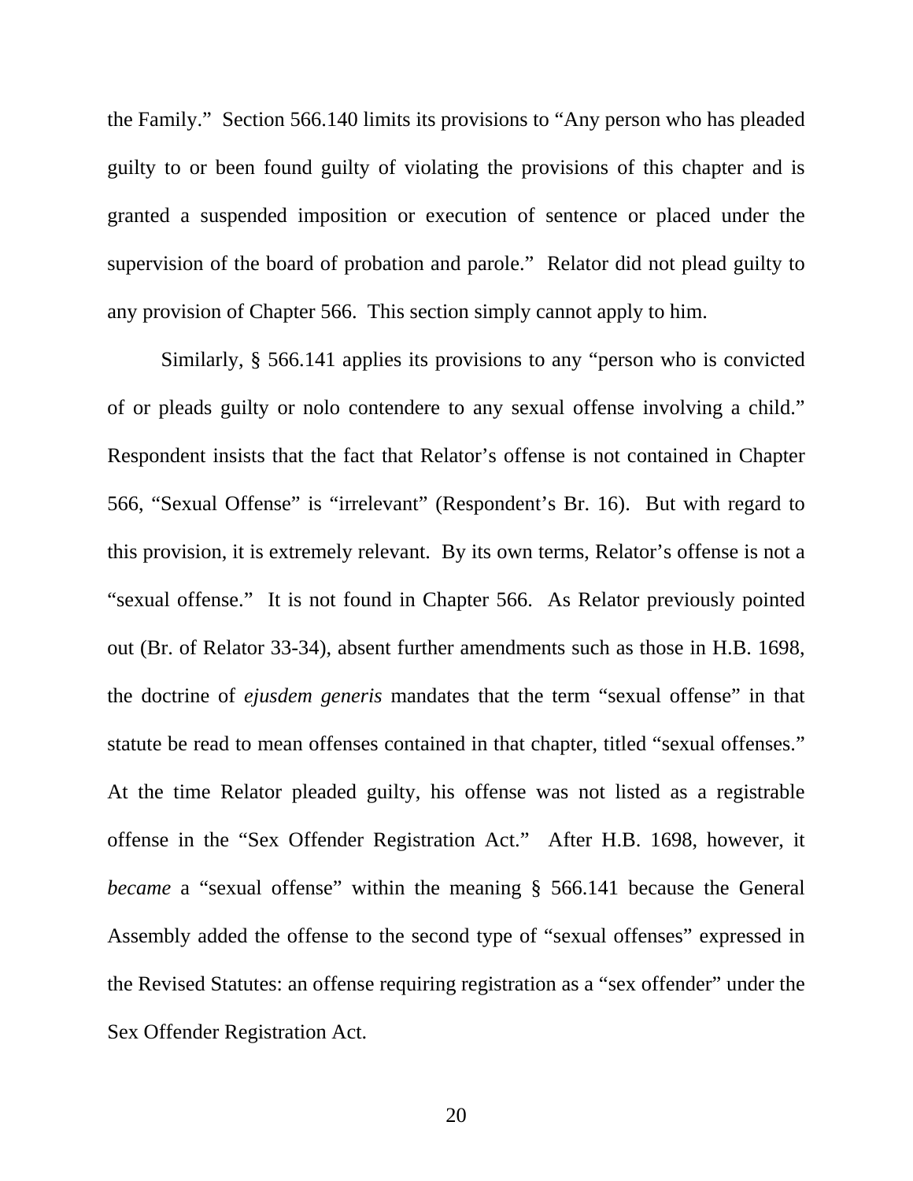the Family." Section 566.140 limits its provisions to "Any person who has pleaded guilty to or been found guilty of violating the provisions of this chapter and is granted a suspended imposition or execution of sentence or placed under the supervision of the board of probation and parole." Relator did not plead guilty to any provision of Chapter 566. This section simply cannot apply to him.

Similarly, § 566.141 applies its provisions to any "person who is convicted of or pleads guilty or nolo contendere to any sexual offense involving a child." Respondent insists that the fact that Relator's offense is not contained in Chapter 566, "Sexual Offense" is "irrelevant" (Respondent's Br. 16). But with regard to this provision, it is extremely relevant. By its own terms, Relator's offense is not a "sexual offense." It is not found in Chapter 566. As Relator previously pointed out (Br. of Relator 33-34), absent further amendments such as those in H.B. 1698, the doctrine of *ejusdem generis* mandates that the term "sexual offense" in that statute be read to mean offenses contained in that chapter, titled "sexual offenses." At the time Relator pleaded guilty, his offense was not listed as a registrable offense in the "Sex Offender Registration Act." After H.B. 1698, however, it *became* a "sexual offense" within the meaning § 566.141 because the General Assembly added the offense to the second type of "sexual offenses" expressed in the Revised Statutes: an offense requiring registration as a "sex offender" under the Sex Offender Registration Act.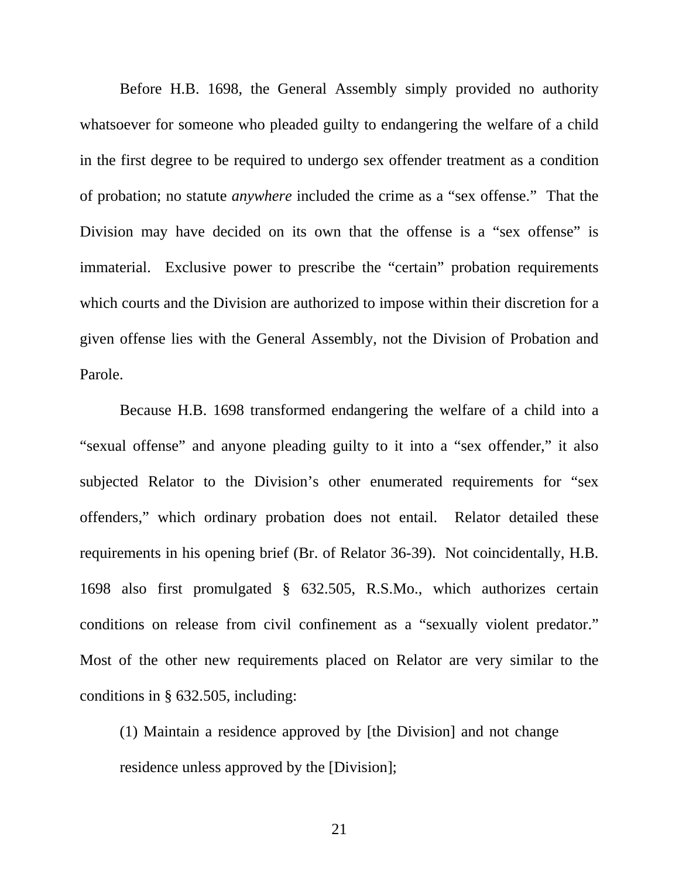Before H.B. 1698, the General Assembly simply provided no authority whatsoever for someone who pleaded guilty to endangering the welfare of a child in the first degree to be required to undergo sex offender treatment as a condition of probation; no statute *anywhere* included the crime as a "sex offense." That the Division may have decided on its own that the offense is a "sex offense" is immaterial. Exclusive power to prescribe the "certain" probation requirements which courts and the Division are authorized to impose within their discretion for a given offense lies with the General Assembly, not the Division of Probation and Parole.

Because H.B. 1698 transformed endangering the welfare of a child into a "sexual offense" and anyone pleading guilty to it into a "sex offender," it also subjected Relator to the Division's other enumerated requirements for "sex offenders," which ordinary probation does not entail. Relator detailed these requirements in his opening brief (Br. of Relator 36-39). Not coincidentally, H.B. 1698 also first promulgated § 632.505, R.S.Mo., which authorizes certain conditions on release from civil confinement as a "sexually violent predator." Most of the other new requirements placed on Relator are very similar to the conditions in § 632.505, including:

> (1) Maintain a residence approved by [the Division] and not change residence unless approved by the [Division];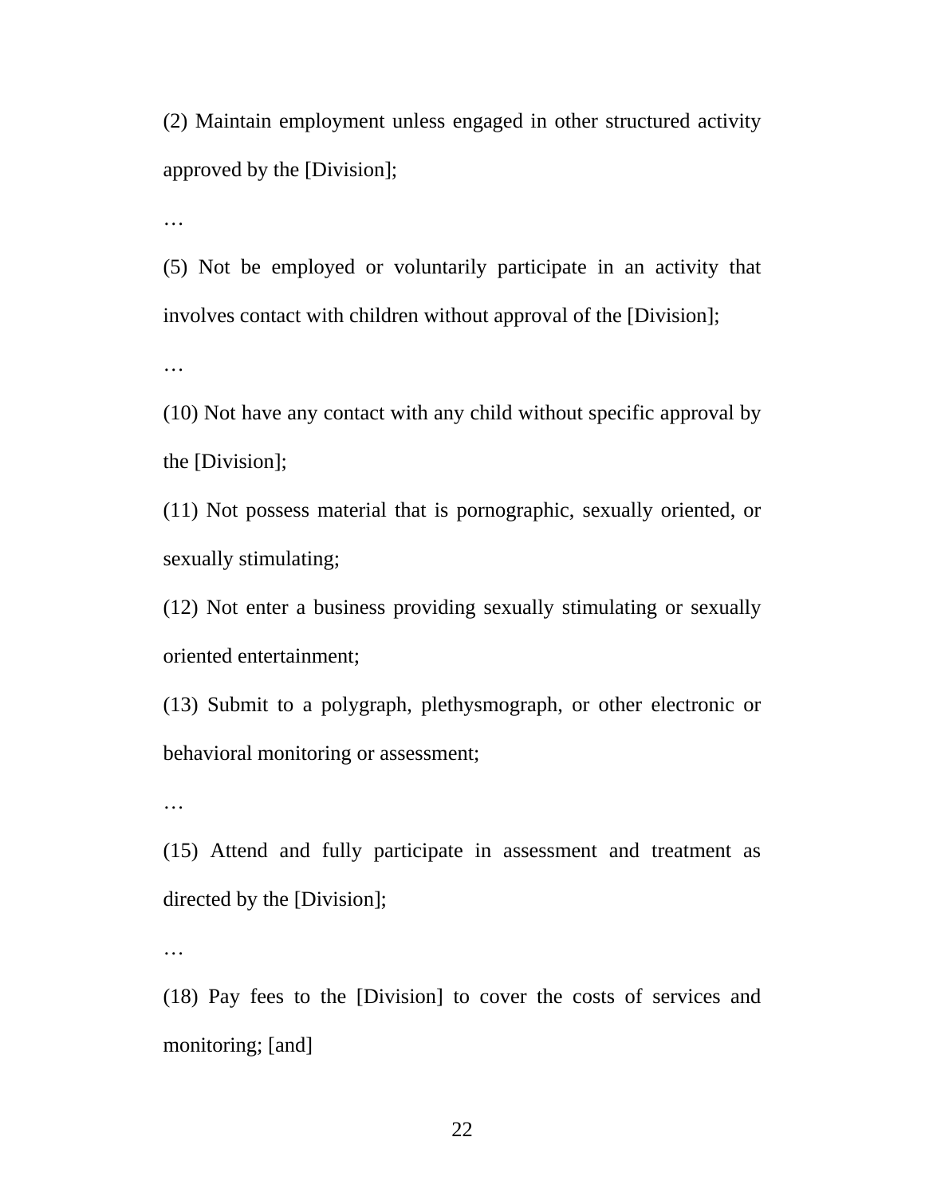(2) Maintain employment unless engaged in other structured activity approved by the [Division];

…

(5) Not be employed or voluntarily participate in an activity that involves contact with children without approval of the [Division];

…

(10) Not have any contact with any child without specific approval by the [Division];

(11) Not possess material that is pornographic, sexually oriented, or sexually stimulating;

(12) Not enter a business providing sexually stimulating or sexually oriented entertainment;

(13) Submit to a polygraph, plethysmograph, or other electronic or behavioral monitoring or assessment;

…

(15) Attend and fully participate in assessment and treatment as directed by the [Division];

…

(18) Pay fees to the [Division] to cover the costs of services and monitoring; [and]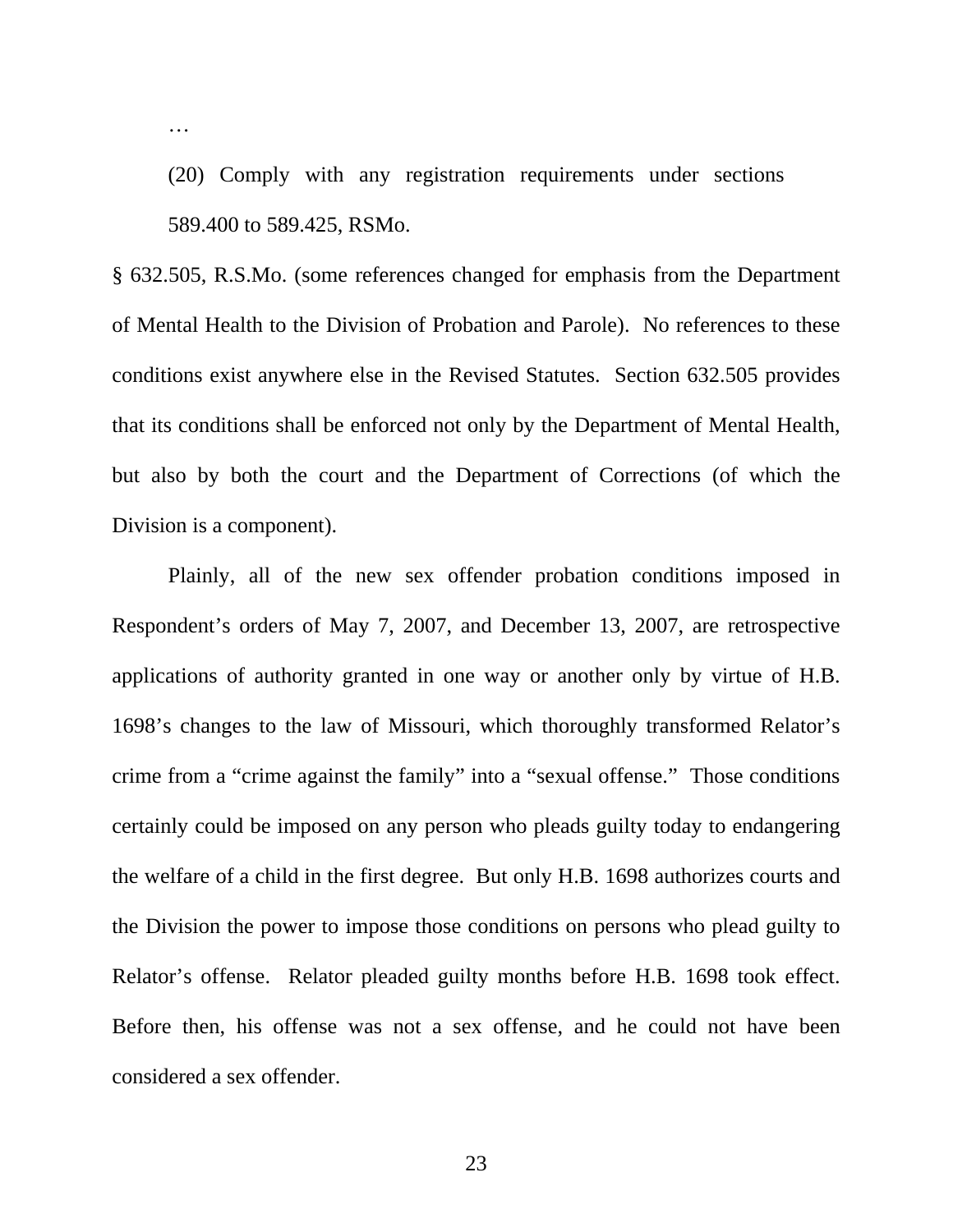> …
>
> (20) Comply with any registration requirements under sections 589.400 to 589.425, RSMo.

§ 632.505, R.S.Mo. (some references changed for emphasis from the Department of Mental Health to the Division of Probation and Parole). No references to these conditions exist anywhere else in the Revised Statutes. Section 632.505 provides that its conditions shall be enforced not only by the Department of Mental Health, but also by both the court and the Department of Corrections (of which the Division is a component).

Plainly, all of the new sex offender probation conditions imposed in Respondent's orders of May 7, 2007, and December 13, 2007, are retrospective applications of authority granted in one way or another only by virtue of H.B. 1698's changes to the law of Missouri, which thoroughly transformed Relator's crime from a "crime against the family" into a "sexual offense." Those conditions certainly could be imposed on any person who pleads guilty today to endangering the welfare of a child in the first degree. But only H.B. 1698 authorizes courts and the Division the power to impose those conditions on persons who plead guilty to Relator's offense. Relator pleaded guilty months before H.B. 1698 took effect. Before then, his offense was not a sex offense, and he could not have been considered a sex offender.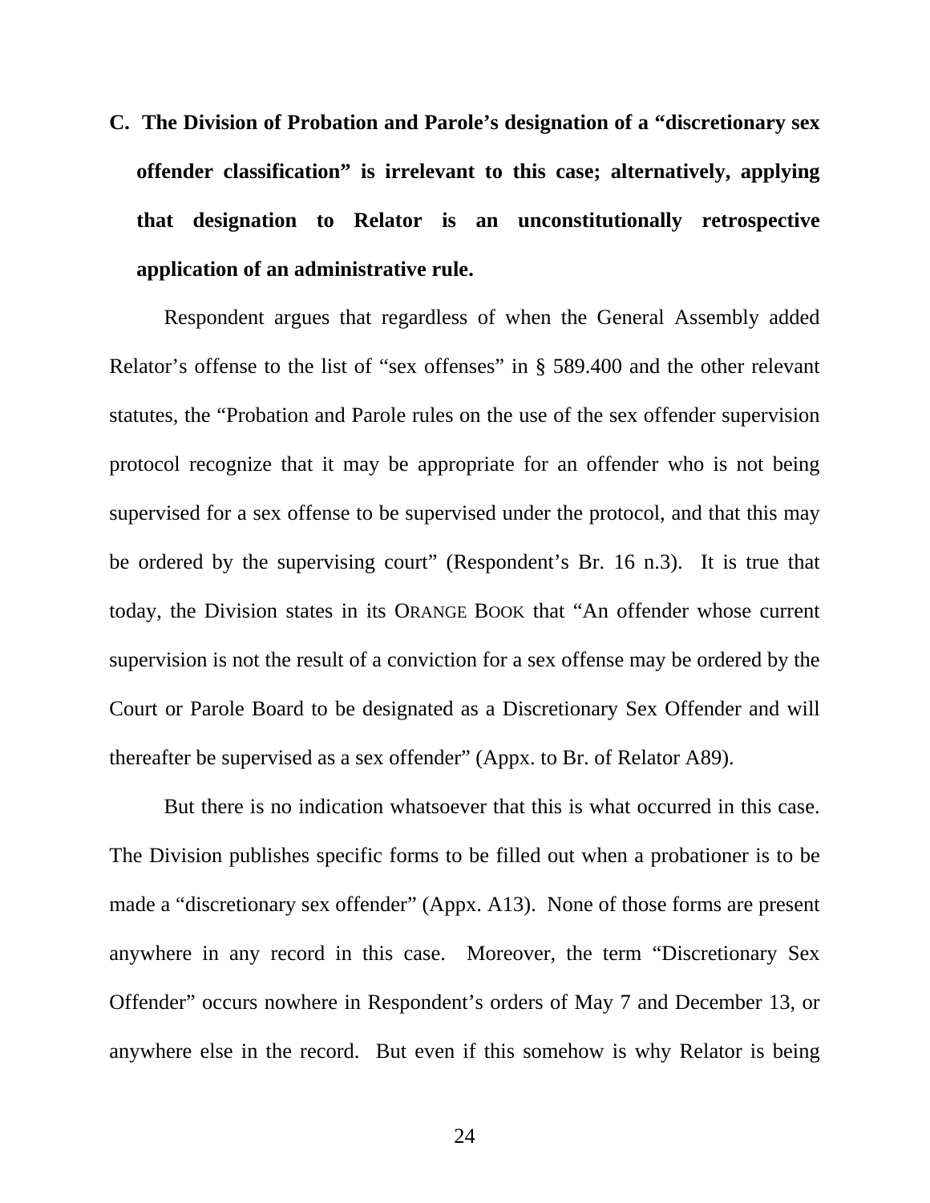**C. The Division of Probation and Parole's designation of a "discretionary sex offender classification" is irrelevant to this case; alternatively, applying that designation to Relator is an unconstitutionally retrospective application of an administrative rule.**

Respondent argues that regardless of when the General Assembly added Relator's offense to the list of "sex offenses" in § 589.400 and the other relevant statutes, the "Probation and Parole rules on the use of the sex offender supervision protocol recognize that it may be appropriate for an offender who is not being supervised for a sex offense to be supervised under the protocol, and that this may be ordered by the supervising court" (Respondent's Br. 16 n.3). It is true that today, the Division states in its ORANGE BOOK that "An offender whose current supervision is not the result of a conviction for a sex offense may be ordered by the Court or Parole Board to be designated as a Discretionary Sex Offender and will thereafter be supervised as a sex offender" (Appx. to Br. of Relator A89).

But there is no indication whatsoever that this is what occurred in this case. The Division publishes specific forms to be filled out when a probationer is to be made a "discretionary sex offender" (Appx. A13). None of those forms are present anywhere in any record in this case. Moreover, the term "Discretionary Sex Offender" occurs nowhere in Respondent's orders of May 7 and December 13, or anywhere else in the record. But even if this somehow is why Relator is being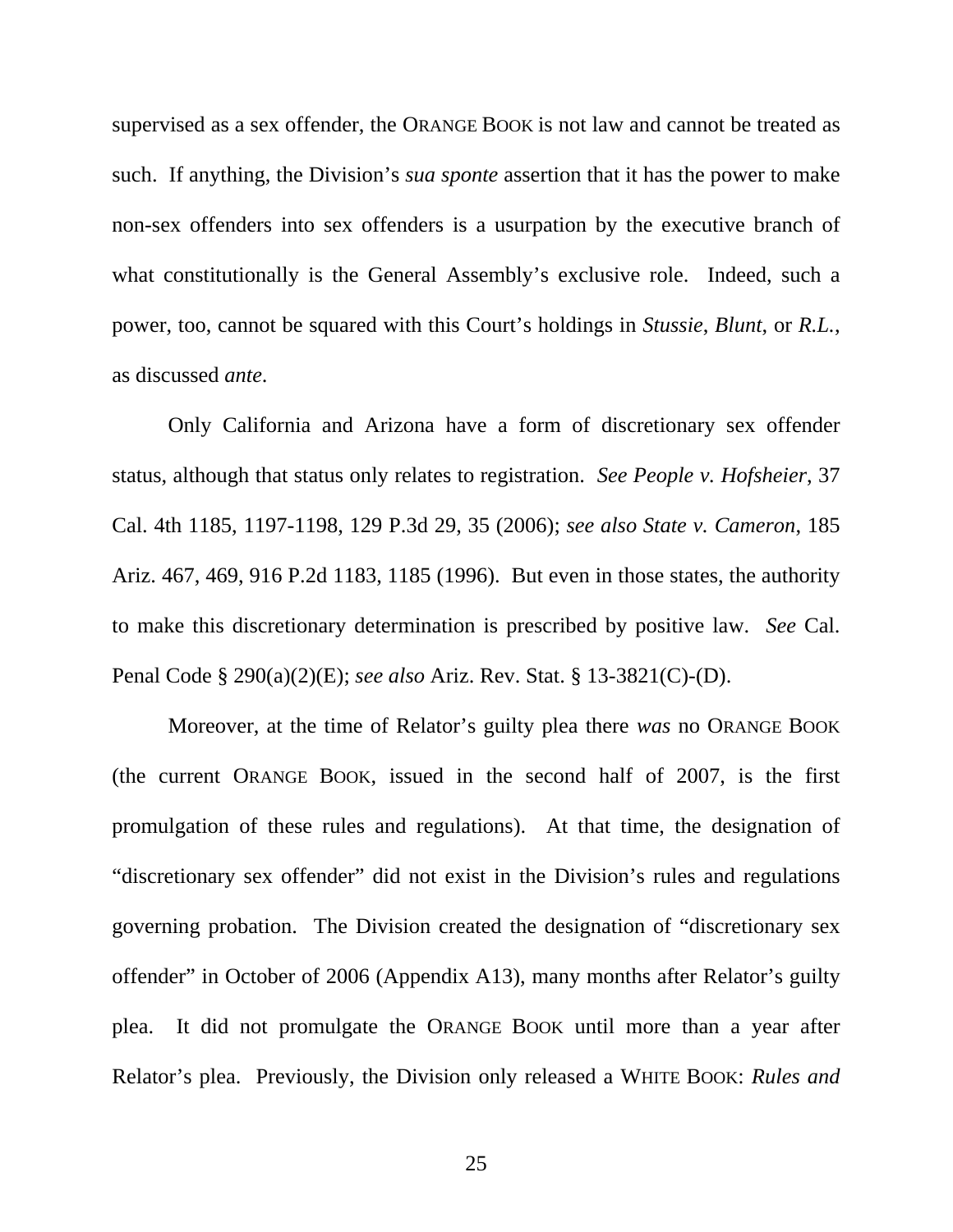supervised as a sex offender, the ORANGE BOOK is not law and cannot be treated as such. If anything, the Division's *sua sponte* assertion that it has the power to make non-sex offenders into sex offenders is a usurpation by the executive branch of what constitutionally is the General Assembly's exclusive role. Indeed, such a power, too, cannot be squared with this Court's holdings in *Stussie*, *Blunt*, or *R.L.*, as discussed *ante*.

Only California and Arizona have a form of discretionary sex offender status, although that status only relates to registration. *See People v. Hofsheier*, 37 Cal. 4th 1185, 1197-1198, 129 P.3d 29, 35 (2006); *see also State v. Cameron*, 185 Ariz. 467, 469, 916 P.2d 1183, 1185 (1996). But even in those states, the authority to make this discretionary determination is prescribed by positive law. *See* Cal. Penal Code § 290(a)(2)(E); *see also* Ariz. Rev. Stat. § 13-3821(C)-(D).

Moreover, at the time of Relator's guilty plea there *was* no ORANGE BOOK (the current ORANGE BOOK, issued in the second half of 2007, is the first promulgation of these rules and regulations). At that time, the designation of "discretionary sex offender" did not exist in the Division's rules and regulations governing probation. The Division created the designation of "discretionary sex offender" in October of 2006 (Appendix A13), many months after Relator's guilty plea. It did not promulgate the ORANGE BOOK until more than a year after Relator's plea. Previously, the Division only released a WHITE BOOK: *Rules and*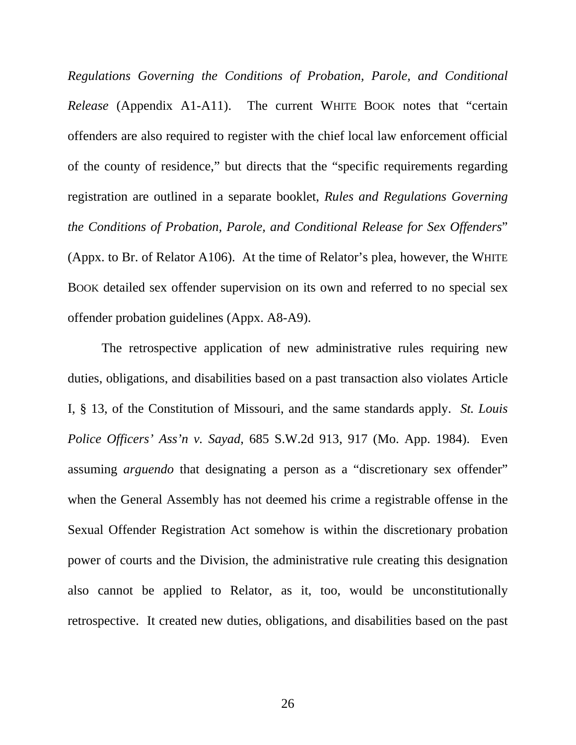*Regulations Governing the Conditions of Probation, Parole, and Conditional Release* (Appendix A1-A11). The current WHITE BOOK notes that "certain offenders are also required to register with the chief local law enforcement official of the county of residence," but directs that the "specific requirements regarding registration are outlined in a separate booklet, *Rules and Regulations Governing the Conditions of Probation, Parole, and Conditional Release for Sex Offenders*" (Appx. to Br. of Relator A106). At the time of Relator's plea, however, the WHITE BOOK detailed sex offender supervision on its own and referred to no special sex offender probation guidelines (Appx. A8-A9).

The retrospective application of new administrative rules requiring new duties, obligations, and disabilities based on a past transaction also violates Article I, § 13, of the Constitution of Missouri, and the same standards apply. *St. Louis Police Officers' Ass'n v. Sayad*, 685 S.W.2d 913, 917 (Mo. App. 1984). Even assuming *arguendo* that designating a person as a "discretionary sex offender" when the General Assembly has not deemed his crime a registrable offense in the Sexual Offender Registration Act somehow is within the discretionary probation power of courts and the Division, the administrative rule creating this designation also cannot be applied to Relator, as it, too, would be unconstitutionally retrospective. It created new duties, obligations, and disabilities based on the past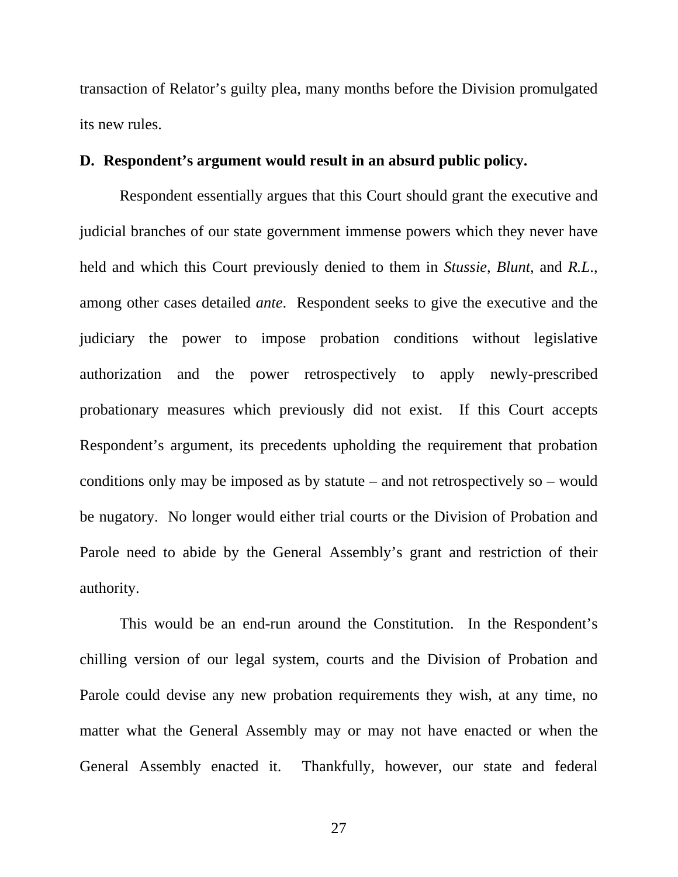transaction of Relator's guilty plea, many months before the Division promulgated its new rules.

**D. Respondent's argument would result in an absurd public policy.**

Respondent essentially argues that this Court should grant the executive and judicial branches of our state government immense powers which they never have held and which this Court previously denied to them in *Stussie*, *Blunt*, and *R.L.*, among other cases detailed *ante*. Respondent seeks to give the executive and the judiciary the power to impose probation conditions without legislative authorization and the power retrospectively to apply newly-prescribed probationary measures which previously did not exist. If this Court accepts Respondent's argument, its precedents upholding the requirement that probation conditions only may be imposed as by statute – and not retrospectively so – would be nugatory. No longer would either trial courts or the Division of Probation and Parole need to abide by the General Assembly's grant and restriction of their authority.

This would be an end-run around the Constitution. In the Respondent's chilling version of our legal system, courts and the Division of Probation and Parole could devise any new probation requirements they wish, at any time, no matter what the General Assembly may or may not have enacted or when the General Assembly enacted it. Thankfully, however, our state and federal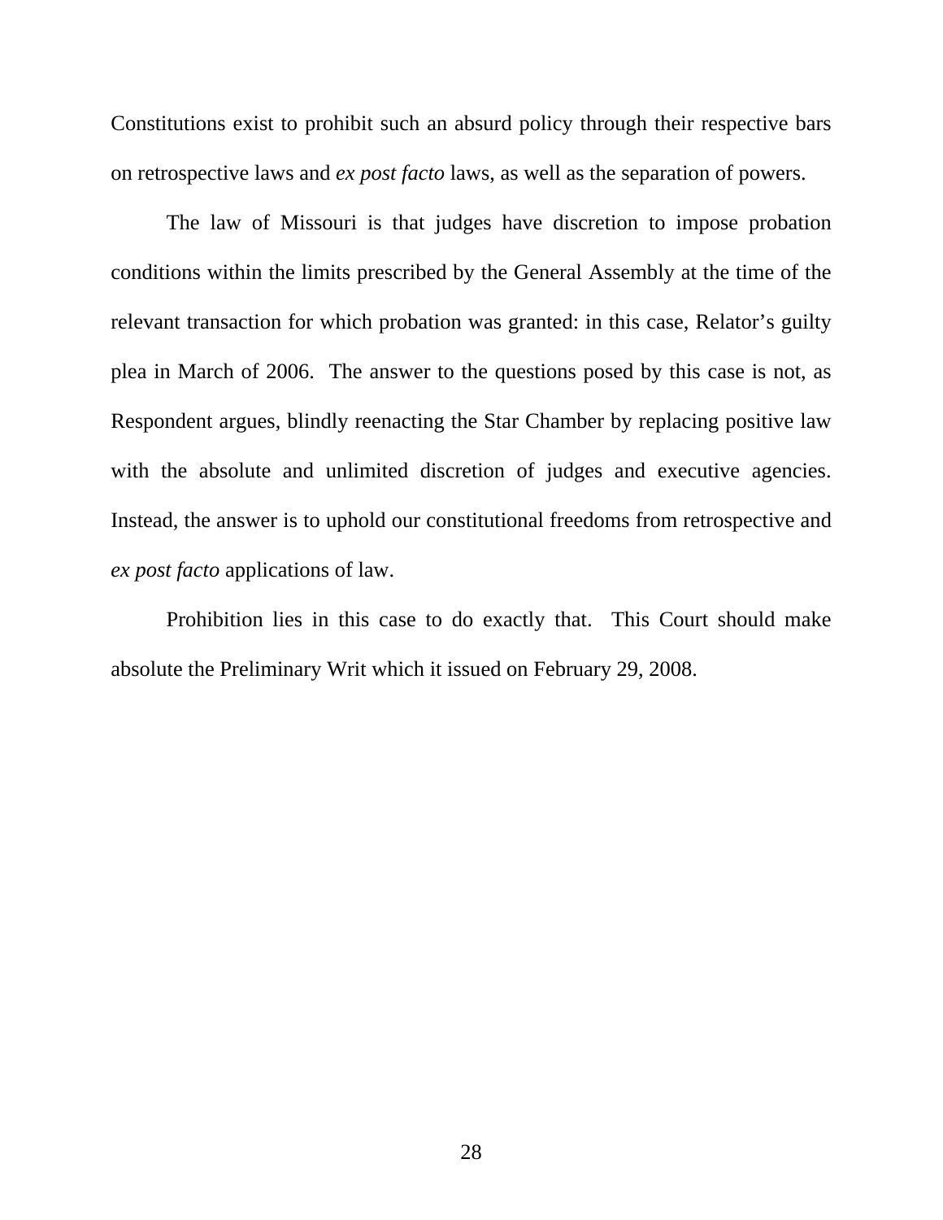Constitutions exist to prohibit such an absurd policy through their respective bars on retrospective laws and *ex post facto* laws, as well as the separation of powers.

The law of Missouri is that judges have discretion to impose probation conditions within the limits prescribed by the General Assembly at the time of the relevant transaction for which probation was granted: in this case, Relator's guilty plea in March of 2006. The answer to the questions posed by this case is not, as Respondent argues, blindly reenacting the Star Chamber by replacing positive law with the absolute and unlimited discretion of judges and executive agencies. Instead, the answer is to uphold our constitutional freedoms from retrospective and *ex post facto* applications of law.

Prohibition lies in this case to do exactly that. This Court should make absolute the Preliminary Writ which it issued on February 29, 2008.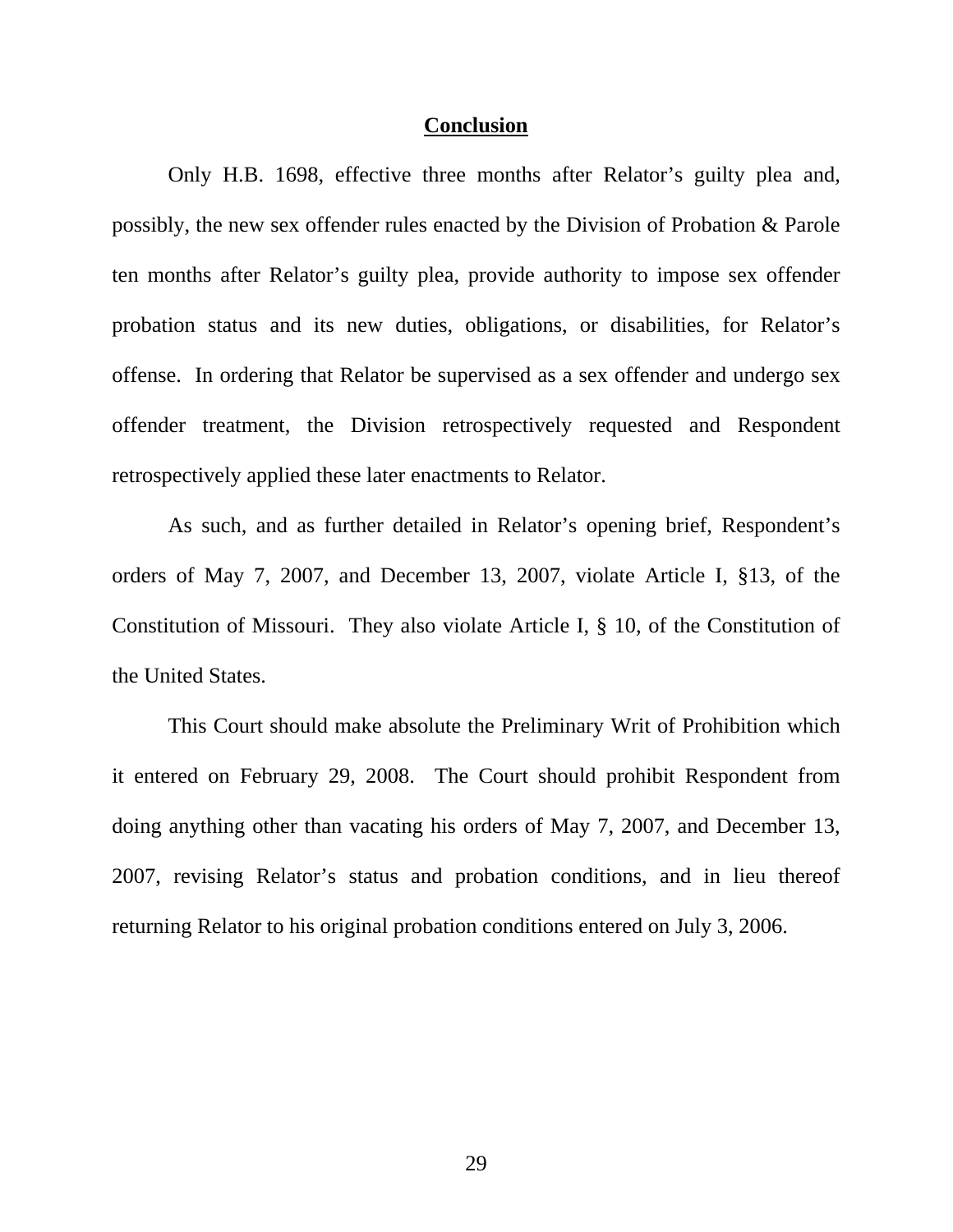## Conclusion

Only H.B. 1698, effective three months after Relator's guilty plea and, possibly, the new sex offender rules enacted by the Division of Probation & Parole ten months after Relator's guilty plea, provide authority to impose sex offender probation status and its new duties, obligations, or disabilities, for Relator's offense. In ordering that Relator be supervised as a sex offender and undergo sex offender treatment, the Division retrospectively requested and Respondent retrospectively applied these later enactments to Relator.

As such, and as further detailed in Relator's opening brief, Respondent's orders of May 7, 2007, and December 13, 2007, violate Article I, §13, of the Constitution of Missouri. They also violate Article I, § 10, of the Constitution of the United States.

This Court should make absolute the Preliminary Writ of Prohibition which it entered on February 29, 2008. The Court should prohibit Respondent from doing anything other than vacating his orders of May 7, 2007, and December 13, 2007, revising Relator's status and probation conditions, and in lieu thereof returning Relator to his original probation conditions entered on July 3, 2006.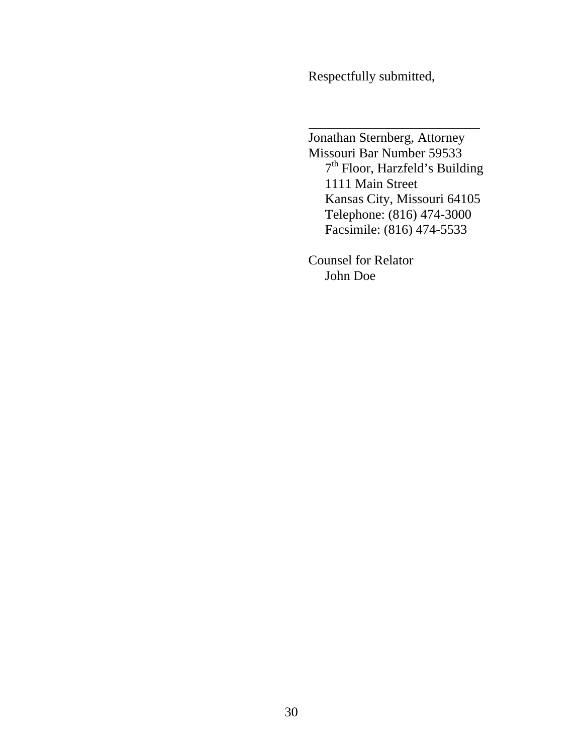Respectfully submitted,

\_\_\_\_\_\_\_\_\_\_\_\_\_\_\_\_\_\_\_\_\_\_\_\_\_\_\_\_

Jonathan Sternberg, Attorney
Missouri Bar Number 59533
7th Floor, Harzfeld's Building
1111 Main Street
Kansas City, Missouri 64105
Telephone: (816) 474-3000
Facsimile: (816) 474-5533

Counsel for Relator
John Doe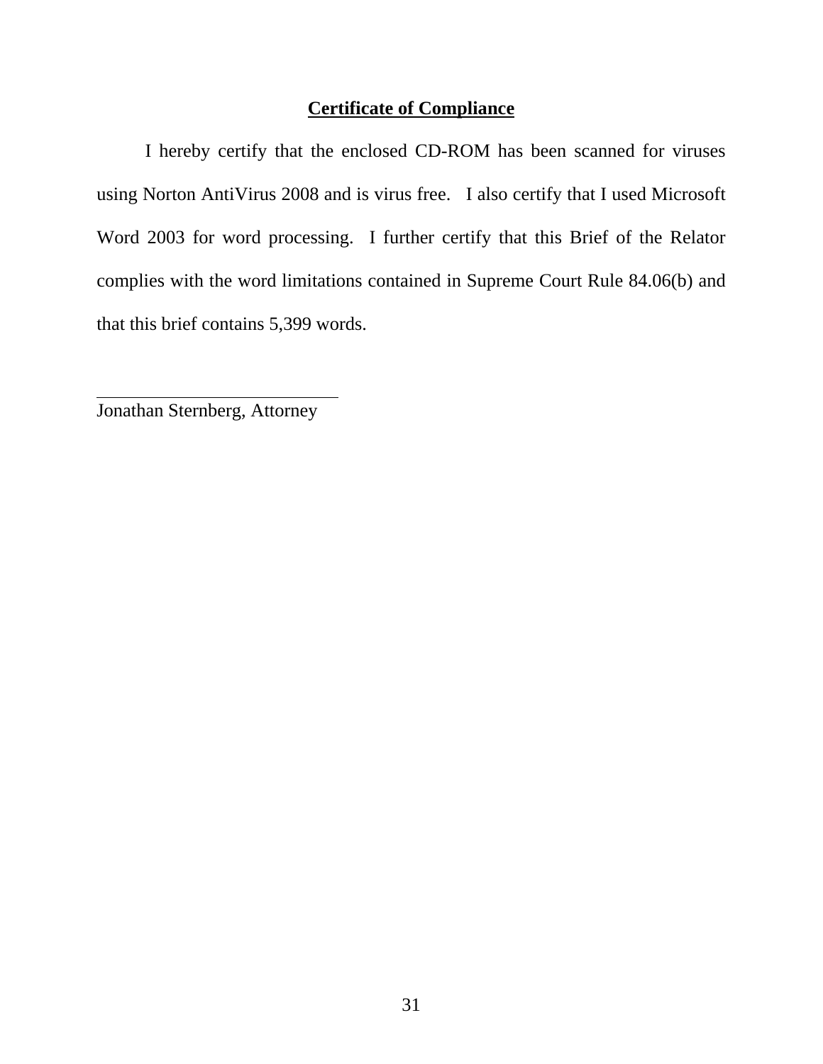## **Certificate of Compliance**

I hereby certify that the enclosed CD-ROM has been scanned for viruses using Norton AntiVirus 2008 and is virus free. I also certify that I used Microsoft Word 2003 for word processing. I further certify that this Brief of the Relator complies with the word limitations contained in Supreme Court Rule 84.06(b) and that this brief contains 5,399 words.

\_\_\_\_\_\_\_\_\_\_\_\_\_\_\_\_\_\_\_\_\_\_\_\_\_\_\_\_\_\_

Jonathan Sternberg, Attorney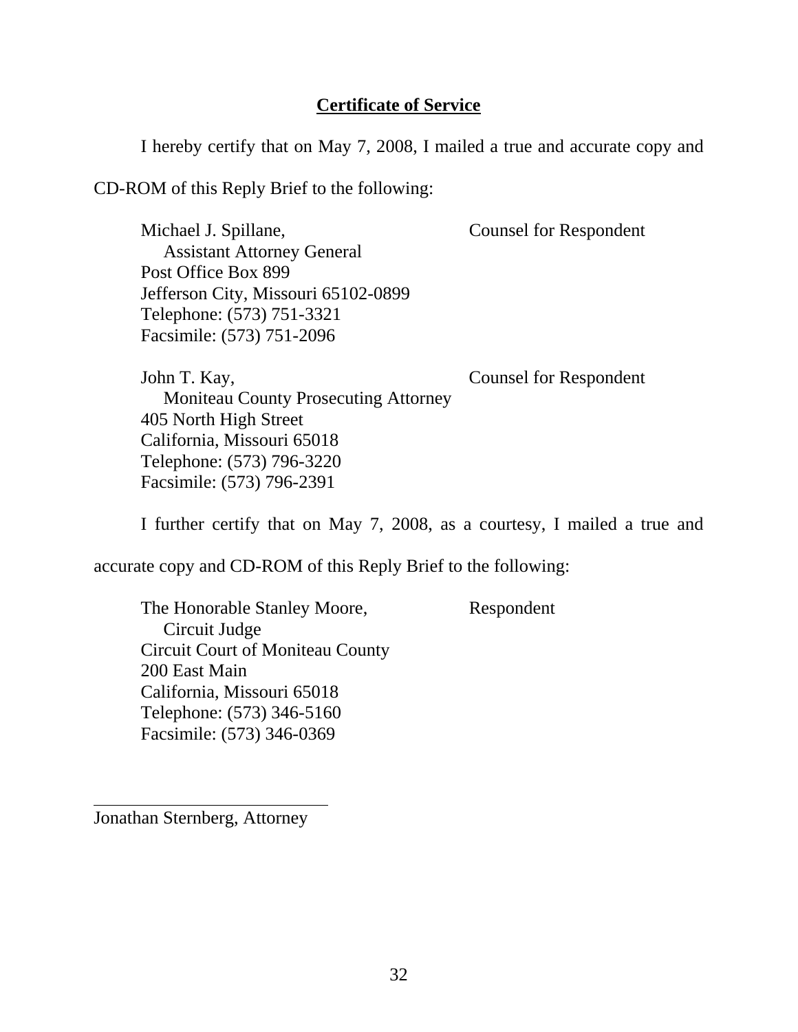## Certificate of Service

I hereby certify that on May 7, 2008, I mailed a true and accurate copy and CD-ROM of this Reply Brief to the following:

Michael J. Spillane, Counsel for Respondent
Assistant Attorney General
Post Office Box 899
Jefferson City, Missouri 65102-0899
Telephone: (573) 751-3321
Facsimile: (573) 751-2096

John T. Kay, Counsel for Respondent
Moniteau County Prosecuting Attorney
405 North High Street
California, Missouri 65018
Telephone: (573) 796-3220
Facsimile: (573) 796-2391

I further certify that on May 7, 2008, as a courtesy, I mailed a true and accurate copy and CD-ROM of this Reply Brief to the following:

The Honorable Stanley Moore, Respondent
Circuit Judge
Circuit Court of Moniteau County
200 East Main
California, Missouri 65018
Telephone: (573) 346-5160
Facsimile: (573) 346-0369

\_\_\_\_\_\_\_\_\_\_\_\_\_\_\_\_\_\_\_\_\_\_\_\_\_\_\_\_
Jonathan Sternberg, Attorney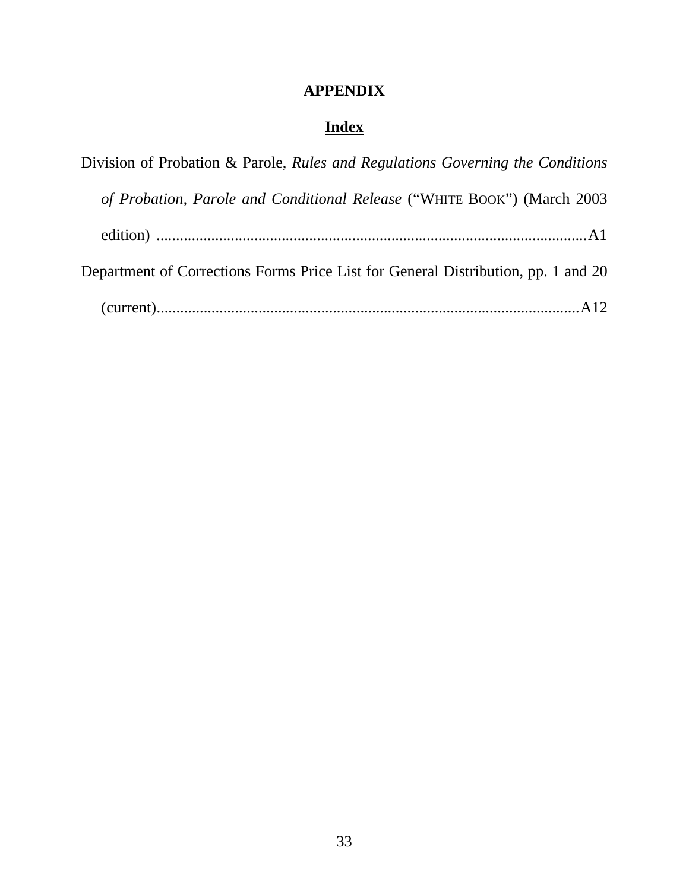# APPENDIX

## Index

Division of Probation & Parole, *Rules and Regulations Governing the Conditions of Probation, Parole and Conditional Release* ("WHITE BOOK") (March 2003 edition) ........................................................................................................A1

Department of Corrections Forms Price List for General Distribution, pp. 1 and 20 (current)........................................................................................................A12